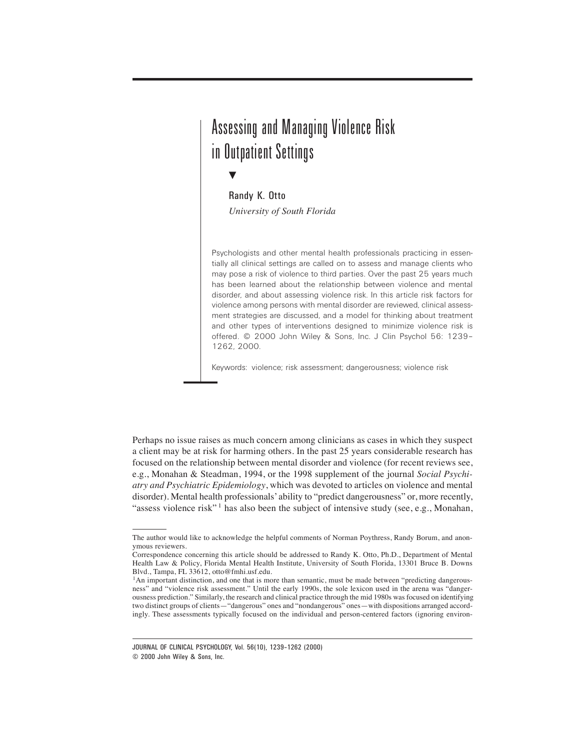# Assessing and Managing Violence Risk in Outpatient Settings

Randy K. Otto

*University of South Florida*

Psychologists and other mental health professionals practicing in essentially all clinical settings are called on to assess and manage clients who may pose a risk of violence to third parties. Over the past 25 years much has been learned about the relationship between violence and mental disorder, and about assessing violence risk. In this article risk factors for violence among persons with mental disorder are reviewed, clinical assessment strategies are discussed, and a model for thinking about treatment and other types of interventions designed to minimize violence risk is offered. © 2000 John Wiley & Sons, Inc. J Clin Psychol 56: 1239–1262, 2000.

Keywords: violence; risk assessment; dangerousness; violence risk

Perhaps no issue raises as much concern among clinicians as cases in which they suspect a client may be at risk for harming others. In the past 25 years considerable research has focused on the relationship between mental disorder and violence (for recent reviews see, e.g., Monahan & Steadman, 1994, or the 1998 supplement of the journal *Social Psychiatry and Psychiatric Epidemiology*, which was devoted to articles on violence and mental disorder). Mental health professionals' ability to "predict dangerousness" or, more recently, "assess violence risk"[1] has also been the subject of intensive study (see, e.g., Monahan,

---

The author would like to acknowledge the helpful comments of Norman Poythress, Randy Borum, and anonymous reviewers.

Correspondence concerning this article should be addressed to Randy K. Otto, Ph.D., Department of Mental Health Law & Policy, Florida Mental Health Institute, University of South Florida, 13301 Bruce B. Downs Blvd., Tampa, FL 33612, otto@fmhi.usf.edu.

[1]An important distinction, and one that is more than semantic, must be made between "predicting dangerousness" and "violence risk assessment." Until the early 1990s, the sole lexicon used in the arena was "dangerousness prediction." Similarly, the research and clinical practice through the mid 1980s was focused on identifying two distinct groups of clients—"dangerous" ones and "nondangerous" ones—with dispositions arranged accordingly. These assessments typically focused on the individual and person-centered factors (ignoring environ-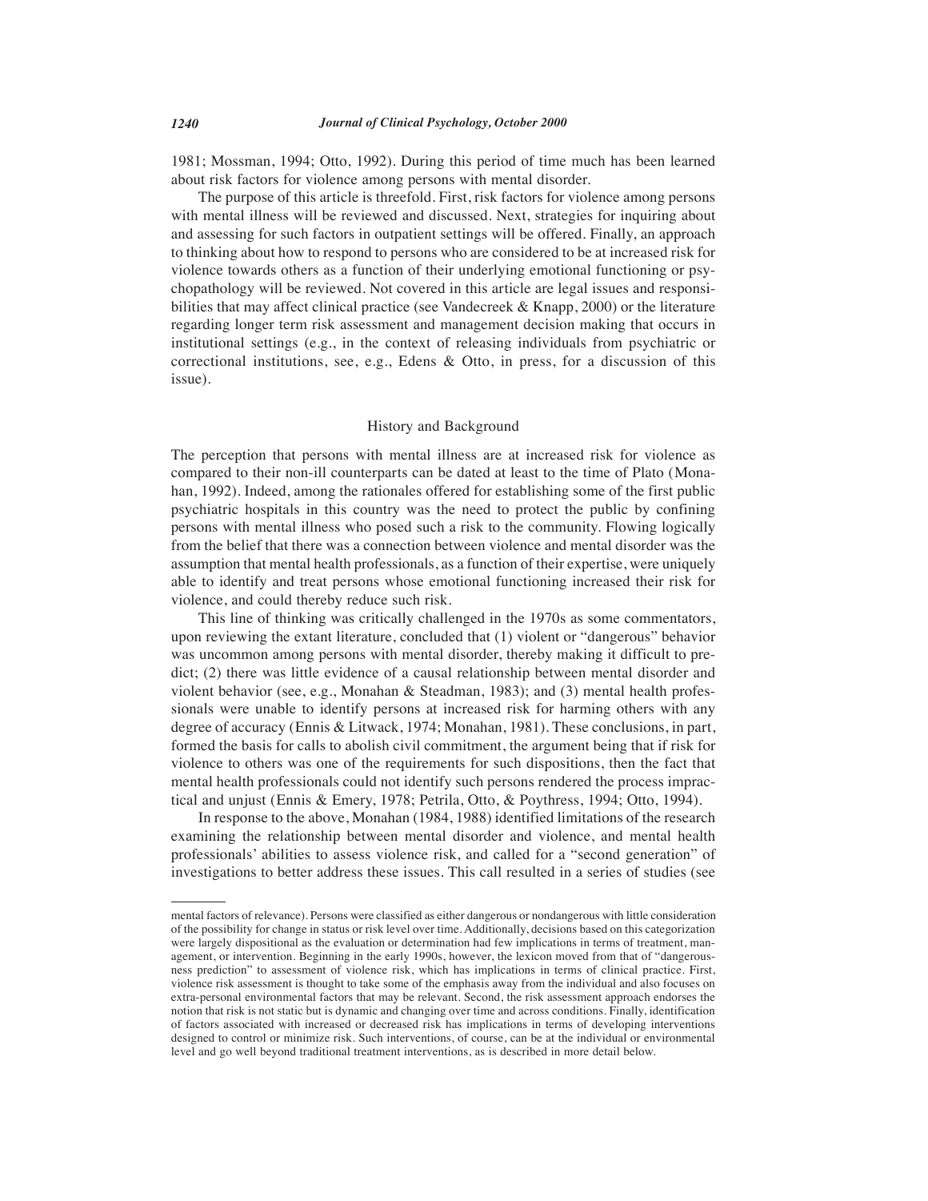1981; Mossman, 1994; Otto, 1992). During this period of time much has been learned about risk factors for violence among persons with mental disorder.

The purpose of this article is threefold. First, risk factors for violence among persons with mental illness will be reviewed and discussed. Next, strategies for inquiring about and assessing for such factors in outpatient settings will be offered. Finally, an approach to thinking about how to respond to persons who are considered to be at increased risk for violence towards others as a function of their underlying emotional functioning or psychopathology will be reviewed. Not covered in this article are legal issues and responsibilities that may affect clinical practice (see Vandecreek & Knapp, 2000) or the literature regarding longer term risk assessment and management decision making that occurs in institutional settings (e.g., in the context of releasing individuals from psychiatric or correctional institutions, see, e.g., Edens & Otto, in press, for a discussion of this issue).

## History and Background

The perception that persons with mental illness are at increased risk for violence as compared to their non-ill counterparts can be dated at least to the time of Plato (Monahan, 1992). Indeed, among the rationales offered for establishing some of the first public psychiatric hospitals in this country was the need to protect the public by confining persons with mental illness who posed such a risk to the community. Flowing logically from the belief that there was a connection between violence and mental disorder was the assumption that mental health professionals, as a function of their expertise, were uniquely able to identify and treat persons whose emotional functioning increased their risk for violence, and could thereby reduce such risk.

This line of thinking was critically challenged in the 1970s as some commentators, upon reviewing the extant literature, concluded that (1) violent or "dangerous" behavior was uncommon among persons with mental disorder, thereby making it difficult to predict; (2) there was little evidence of a causal relationship between mental disorder and violent behavior (see, e.g., Monahan & Steadman, 1983); and (3) mental health professionals were unable to identify persons at increased risk for harming others with any degree of accuracy (Ennis & Litwack, 1974; Monahan, 1981). These conclusions, in part, formed the basis for calls to abolish civil commitment, the argument being that if risk for violence to others was one of the requirements for such dispositions, then the fact that mental health professionals could not identify such persons rendered the process impractical and unjust (Ennis & Emery, 1978; Petrila, Otto, & Poythress, 1994; Otto, 1994).

In response to the above, Monahan (1984, 1988) identified limitations of the research examining the relationship between mental disorder and violence, and mental health professionals' abilities to assess violence risk, and called for a "second generation" of investigations to better address these issues. This call resulted in a series of studies (see

---

mental factors of relevance). Persons were classified as either dangerous or nondangerous with little consideration of the possibility for change in status or risk level over time. Additionally, decisions based on this categorization were largely dispositional as the evaluation or determination had few implications in terms of treatment, management, or intervention. Beginning in the early 1990s, however, the lexicon moved from that of "dangerousness prediction" to assessment of violence risk, which has implications in terms of clinical practice. First, violence risk assessment is thought to take some of the emphasis away from the individual and also focuses on extra-personal environmental factors that may be relevant. Second, the risk assessment approach endorses the notion that risk is not static but is dynamic and changing over time and across conditions. Finally, identification of factors associated with increased or decreased risk has implications in terms of developing interventions designed to control or minimize risk. Such interventions, of course, can be at the individual or environmental level and go well beyond traditional treatment interventions, as is described in more detail below.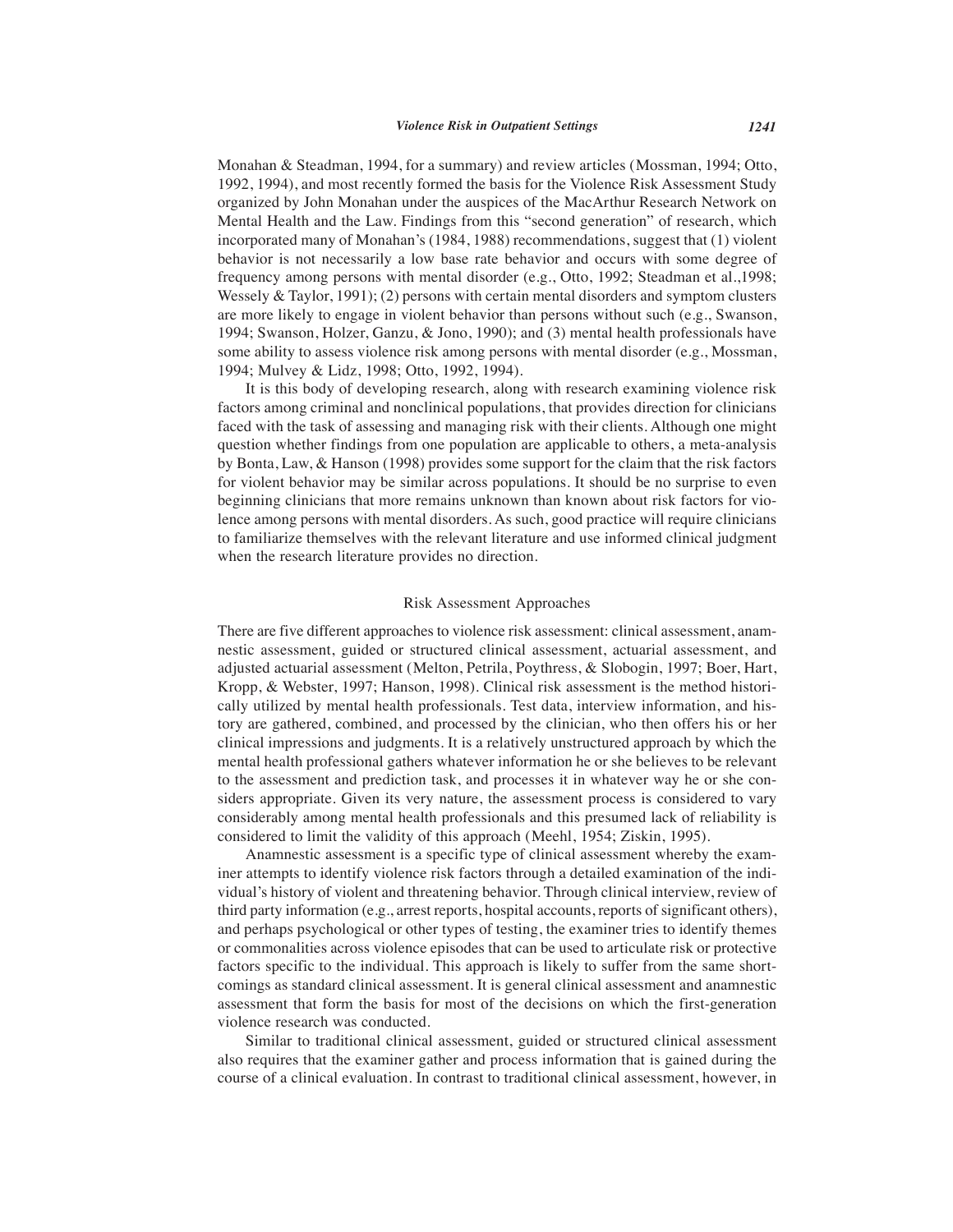Monahan & Steadman, 1994, for a summary) and review articles (Mossman, 1994; Otto, 1992, 1994), and most recently formed the basis for the Violence Risk Assessment Study organized by John Monahan under the auspices of the MacArthur Research Network on Mental Health and the Law. Findings from this "second generation" of research, which incorporated many of Monahan's (1984, 1988) recommendations, suggest that (1) violent behavior is not necessarily a low base rate behavior and occurs with some degree of frequency among persons with mental disorder (e.g., Otto, 1992; Steadman et al.,1998; Wessely & Taylor, 1991); (2) persons with certain mental disorders and symptom clusters are more likely to engage in violent behavior than persons without such (e.g., Swanson, 1994; Swanson, Holzer, Ganzu, & Jono, 1990); and (3) mental health professionals have some ability to assess violence risk among persons with mental disorder (e.g., Mossman, 1994; Mulvey & Lidz, 1998; Otto, 1992, 1994).

It is this body of developing research, along with research examining violence risk factors among criminal and nonclinical populations, that provides direction for clinicians faced with the task of assessing and managing risk with their clients. Although one might question whether findings from one population are applicable to others, a meta-analysis by Bonta, Law, & Hanson (1998) provides some support for the claim that the risk factors for violent behavior may be similar across populations. It should be no surprise to even beginning clinicians that more remains unknown than known about risk factors for violence among persons with mental disorders. As such, good practice will require clinicians to familiarize themselves with the relevant literature and use informed clinical judgment when the research literature provides no direction.

## Risk Assessment Approaches

There are five different approaches to violence risk assessment: clinical assessment, anamnestic assessment, guided or structured clinical assessment, actuarial assessment, and adjusted actuarial assessment (Melton, Petrila, Poythress, & Slobogin, 1997; Boer, Hart, Kropp, & Webster, 1997; Hanson, 1998). Clinical risk assessment is the method historically utilized by mental health professionals. Test data, interview information, and history are gathered, combined, and processed by the clinician, who then offers his or her clinical impressions and judgments. It is a relatively unstructured approach by which the mental health professional gathers whatever information he or she believes to be relevant to the assessment and prediction task, and processes it in whatever way he or she considers appropriate. Given its very nature, the assessment process is considered to vary considerably among mental health professionals and this presumed lack of reliability is considered to limit the validity of this approach (Meehl, 1954; Ziskin, 1995).

Anamnestic assessment is a specific type of clinical assessment whereby the examiner attempts to identify violence risk factors through a detailed examination of the individual's history of violent and threatening behavior. Through clinical interview, review of third party information (e.g., arrest reports, hospital accounts, reports of significant others), and perhaps psychological or other types of testing, the examiner tries to identify themes or commonalities across violence episodes that can be used to articulate risk or protective factors specific to the individual. This approach is likely to suffer from the same shortcomings as standard clinical assessment. It is general clinical assessment and anamnestic assessment that form the basis for most of the decisions on which the first-generation violence research was conducted.

Similar to traditional clinical assessment, guided or structured clinical assessment also requires that the examiner gather and process information that is gained during the course of a clinical evaluation. In contrast to traditional clinical assessment, however, in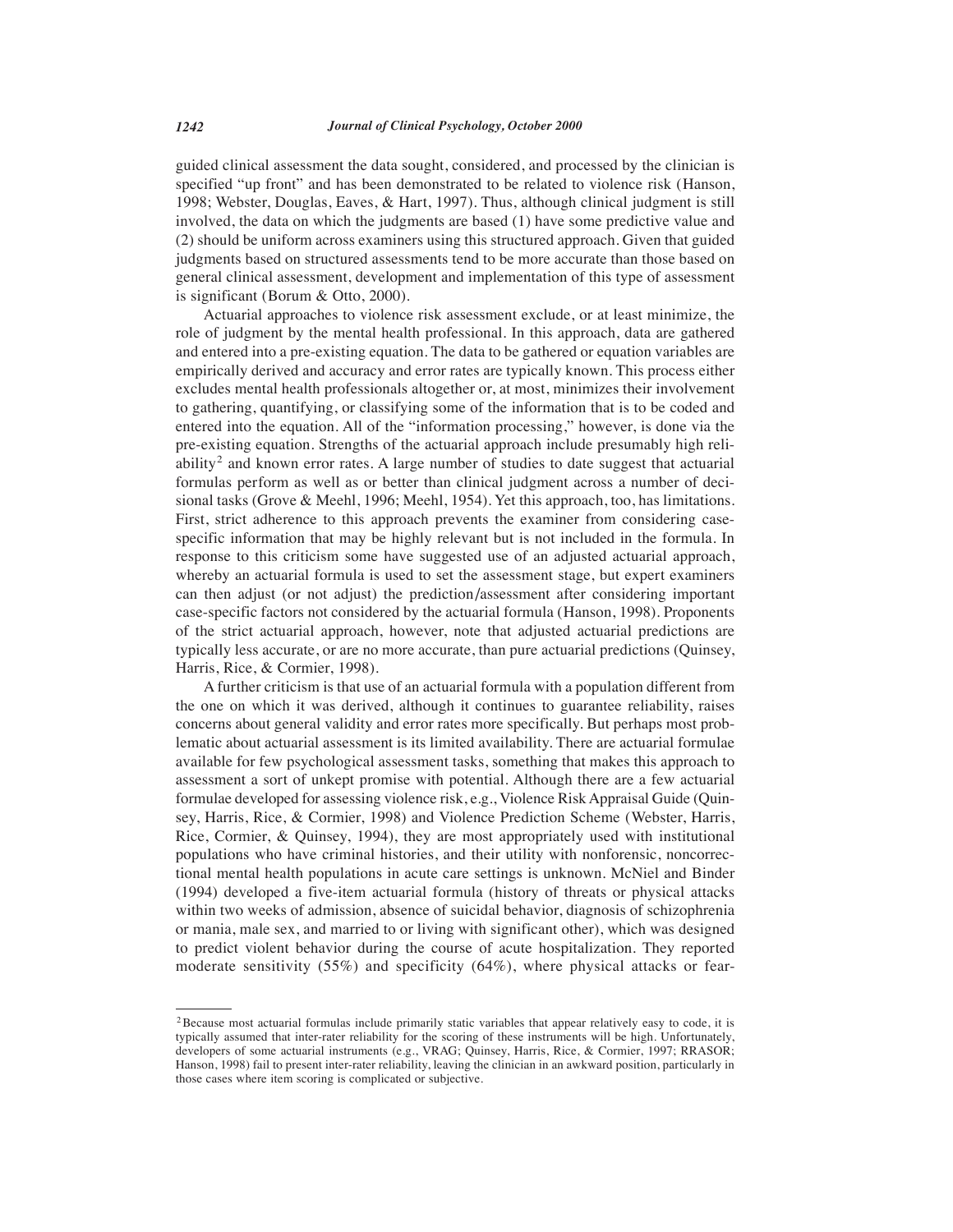guided clinical assessment the data sought, considered, and processed by the clinician is specified "up front" and has been demonstrated to be related to violence risk (Hanson, 1998; Webster, Douglas, Eaves, & Hart, 1997). Thus, although clinical judgment is still involved, the data on which the judgments are based (1) have some predictive value and (2) should be uniform across examiners using this structured approach. Given that guided judgments based on structured assessments tend to be more accurate than those based on general clinical assessment, development and implementation of this type of assessment is significant (Borum & Otto, 2000).

Actuarial approaches to violence risk assessment exclude, or at least minimize, the role of judgment by the mental health professional. In this approach, data are gathered and entered into a pre-existing equation. The data to be gathered or equation variables are empirically derived and accuracy and error rates are typically known. This process either excludes mental health professionals altogether or, at most, minimizes their involvement to gathering, quantifying, or classifying some of the information that is to be coded and entered into the equation. All of the "information processing," however, is done via the pre-existing equation. Strengths of the actuarial approach include presumably high reliability[2] and known error rates. A large number of studies to date suggest that actuarial formulas perform as well as or better than clinical judgment across a number of decisional tasks (Grove & Meehl, 1996; Meehl, 1954). Yet this approach, too, has limitations. First, strict adherence to this approach prevents the examiner from considering case-specific information that may be highly relevant but is not included in the formula. In response to this criticism some have suggested use of an adjusted actuarial approach, whereby an actuarial formula is used to set the assessment stage, but expert examiners can then adjust (or not adjust) the prediction/assessment after considering important case-specific factors not considered by the actuarial formula (Hanson, 1998). Proponents of the strict actuarial approach, however, note that adjusted actuarial predictions are typically less accurate, or are no more accurate, than pure actuarial predictions (Quinsey, Harris, Rice, & Cormier, 1998).

A further criticism is that use of an actuarial formula with a population different from the one on which it was derived, although it continues to guarantee reliability, raises concerns about general validity and error rates more specifically. But perhaps most problematic about actuarial assessment is its limited availability. There are actuarial formulae available for few psychological assessment tasks, something that makes this approach to assessment a sort of unkept promise with potential. Although there are a few actuarial formulae developed for assessing violence risk, e.g., Violence Risk Appraisal Guide (Quinsey, Harris, Rice, & Cormier, 1998) and Violence Prediction Scheme (Webster, Harris, Rice, Cormier, & Quinsey, 1994), they are most appropriately used with institutional populations who have criminal histories, and their utility with nonforensic, noncorrectional mental health populations in acute care settings is unknown. McNiel and Binder (1994) developed a five-item actuarial formula (history of threats or physical attacks within two weeks of admission, absence of suicidal behavior, diagnosis of schizophrenia or mania, male sex, and married to or living with significant other), which was designed to predict violent behavior during the course of acute hospitalization. They reported moderate sensitivity (55%) and specificity (64%), where physical attacks or fear-

---

[2] Because most actuarial formulas include primarily static variables that appear relatively easy to code, it is typically assumed that inter-rater reliability for the scoring of these instruments will be high. Unfortunately, developers of some actuarial instruments (e.g., VRAG; Quinsey, Harris, Rice, & Cormier, 1997; RRASOR; Hanson, 1998) fail to present inter-rater reliability, leaving the clinician in an awkward position, particularly in those cases where item scoring is complicated or subjective.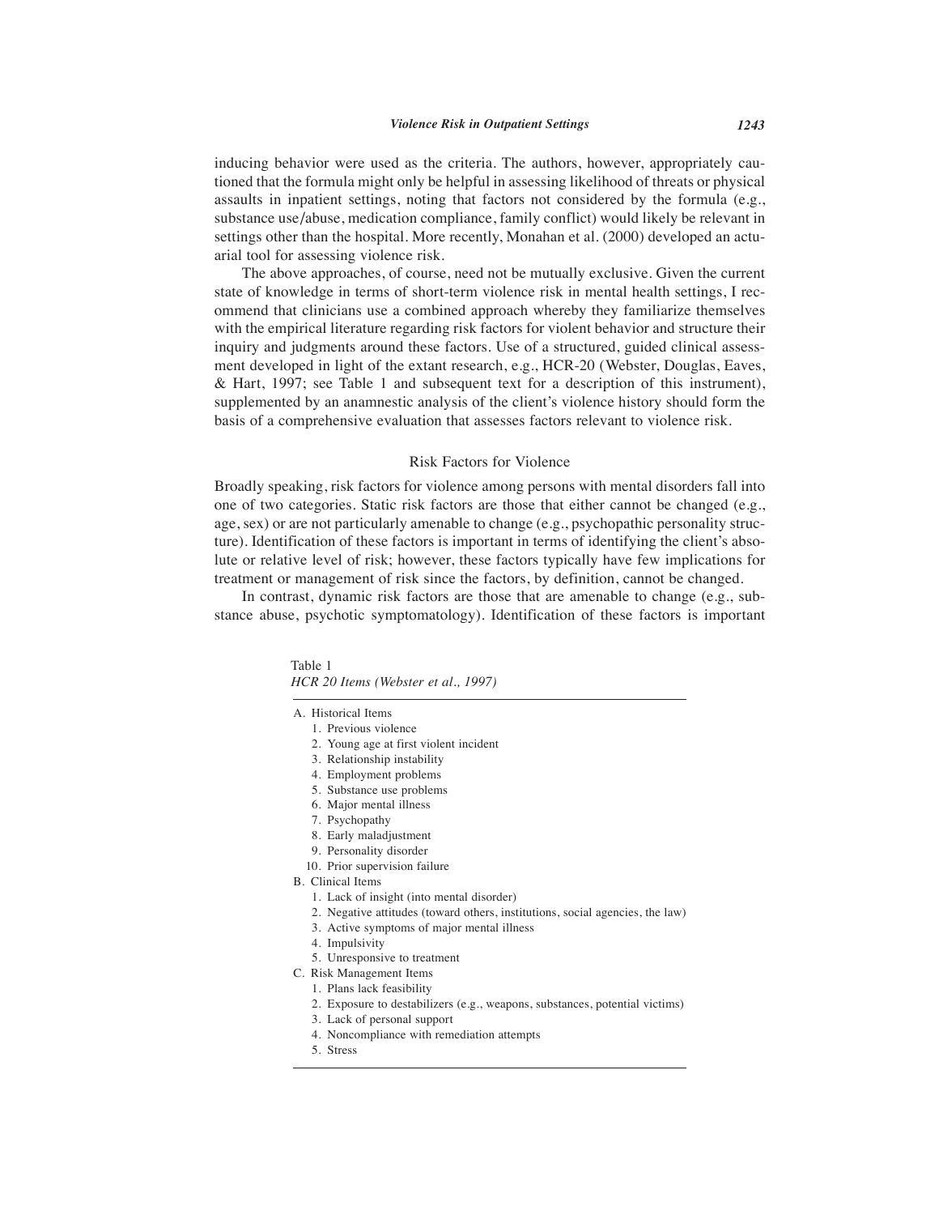inducing behavior were used as the criteria. The authors, however, appropriately cautioned that the formula might only be helpful in assessing likelihood of threats or physical assaults in inpatient settings, noting that factors not considered by the formula (e.g., substance use/abuse, medication compliance, family conflict) would likely be relevant in settings other than the hospital. More recently, Monahan et al. (2000) developed an actuarial tool for assessing violence risk.

The above approaches, of course, need not be mutually exclusive. Given the current state of knowledge in terms of short-term violence risk in mental health settings, I recommend that clinicians use a combined approach whereby they familiarize themselves with the empirical literature regarding risk factors for violent behavior and structure their inquiry and judgments around these factors. Use of a structured, guided clinical assessment developed in light of the extant research, e.g., HCR-20 (Webster, Douglas, Eaves, & Hart, 1997; see Table 1 and subsequent text for a description of this instrument), supplemented by an anamnestic analysis of the client's violence history should form the basis of a comprehensive evaluation that assesses factors relevant to violence risk.

## Risk Factors for Violence

Broadly speaking, risk factors for violence among persons with mental disorders fall into one of two categories. Static risk factors are those that either cannot be changed (e.g., age, sex) or are not particularly amenable to change (e.g., psychopathic personality structure). Identification of these factors is important in terms of identifying the client's absolute or relative level of risk; however, these factors typically have few implications for treatment or management of risk since the factors, by definition, cannot be changed.

In contrast, dynamic risk factors are those that are amenable to change (e.g., substance abuse, psychotic symptomatology). Identification of these factors is important

Table 1
*HCR 20 Items (Webster et al., 1997)*

A. Historical Items
   1. Previous violence
   2. Young age at first violent incident
   3. Relationship instability
   4. Employment problems
   5. Substance use problems
   6. Major mental illness
   7. Psychopathy
   8. Early maladjustment
   9. Personality disorder
   10. Prior supervision failure

B. Clinical Items
   1. Lack of insight (into mental disorder)
   2. Negative attitudes (toward others, institutions, social agencies, the law)
   3. Active symptoms of major mental illness
   4. Impulsivity
   5. Unresponsive to treatment

C. Risk Management Items
   1. Plans lack feasibility
   2. Exposure to destabilizers (e.g., weapons, substances, potential victims)
   3. Lack of personal support
   4. Noncompliance with remediation attempts
   5. Stress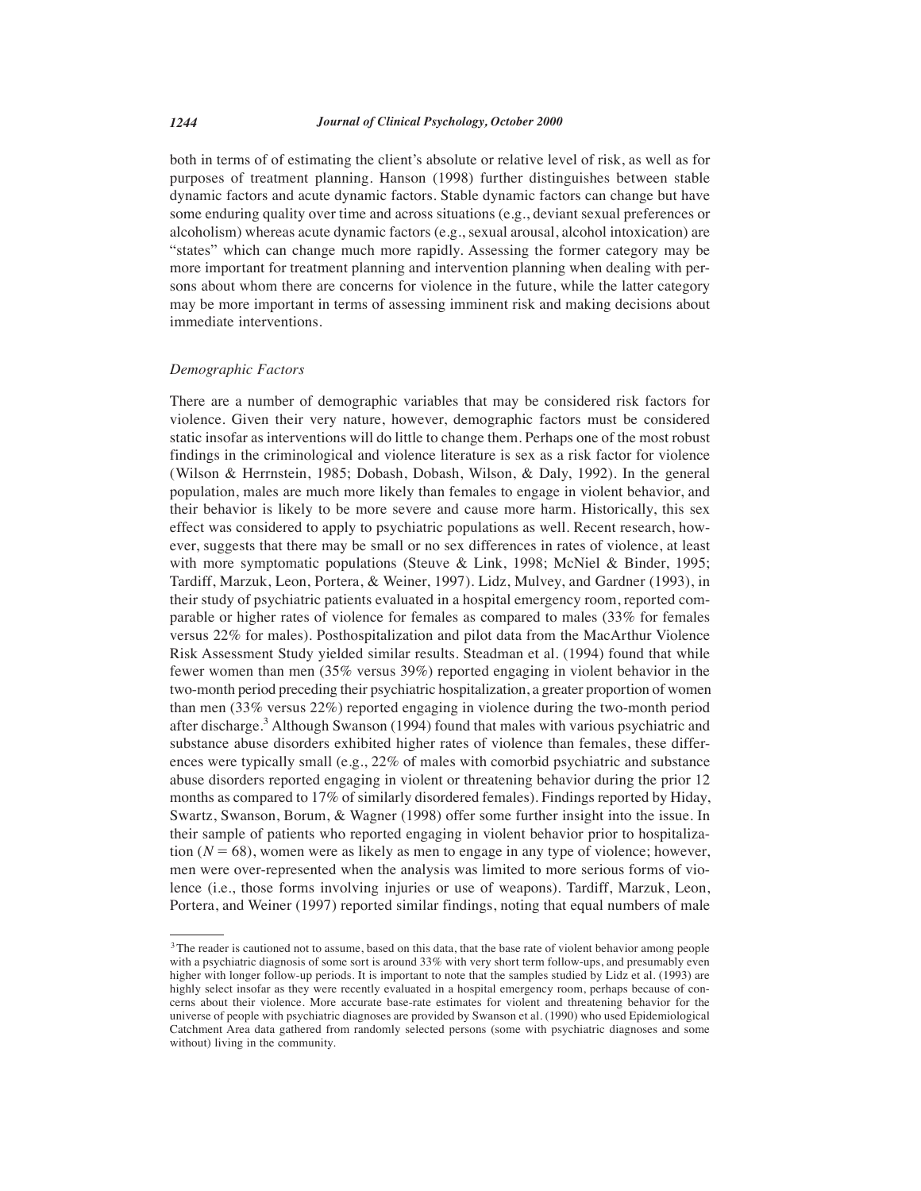both in terms of of estimating the client's absolute or relative level of risk, as well as for purposes of treatment planning. Hanson (1998) further distinguishes between stable dynamic factors and acute dynamic factors. Stable dynamic factors can change but have some enduring quality over time and across situations (e.g., deviant sexual preferences or alcoholism) whereas acute dynamic factors (e.g., sexual arousal, alcohol intoxication) are "states" which can change much more rapidly. Assessing the former category may be more important for treatment planning and intervention planning when dealing with persons about whom there are concerns for violence in the future, while the latter category may be more important in terms of assessing imminent risk and making decisions about immediate interventions.

### *Demographic Factors*

There are a number of demographic variables that may be considered risk factors for violence. Given their very nature, however, demographic factors must be considered static insofar as interventions will do little to change them. Perhaps one of the most robust findings in the criminological and violence literature is sex as a risk factor for violence (Wilson & Herrnstein, 1985; Dobash, Dobash, Wilson, & Daly, 1992). In the general population, males are much more likely than females to engage in violent behavior, and their behavior is likely to be more severe and cause more harm. Historically, this sex effect was considered to apply to psychiatric populations as well. Recent research, however, suggests that there may be small or no sex differences in rates of violence, at least with more symptomatic populations (Steuve & Link, 1998; McNiel & Binder, 1995; Tardiff, Marzuk, Leon, Portera, & Weiner, 1997). Lidz, Mulvey, and Gardner (1993), in their study of psychiatric patients evaluated in a hospital emergency room, reported comparable or higher rates of violence for females as compared to males (33% for females versus 22% for males). Posthospitalization and pilot data from the MacArthur Violence Risk Assessment Study yielded similar results. Steadman et al. (1994) found that while fewer women than men (35% versus 39%) reported engaging in violent behavior in the two-month period preceding their psychiatric hospitalization, a greater proportion of women than men (33% versus 22%) reported engaging in violence during the two-month period after discharge.[3] Although Swanson (1994) found that males with various psychiatric and substance abuse disorders exhibited higher rates of violence than females, these differences were typically small (e.g., 22% of males with comorbid psychiatric and substance abuse disorders reported engaging in violent or threatening behavior during the prior 12 months as compared to 17% of similarly disordered females). Findings reported by Hiday, Swartz, Swanson, Borum, & Wagner (1998) offer some further insight into the issue. In their sample of patients who reported engaging in violent behavior prior to hospitalization ($N = 68$), women were as likely as men to engage in any type of violence; however, men were over-represented when the analysis was limited to more serious forms of violence (i.e., those forms involving injuries or use of weapons). Tardiff, Marzuk, Leon, Portera, and Weiner (1997) reported similar findings, noting that equal numbers of male

---

[3] The reader is cautioned not to assume, based on this data, that the base rate of violent behavior among people with a psychiatric diagnosis of some sort is around 33% with very short term follow-ups, and presumably even higher with longer follow-up periods. It is important to note that the samples studied by Lidz et al. (1993) are highly select insofar as they were recently evaluated in a hospital emergency room, perhaps because of concerns about their violence. More accurate base-rate estimates for violent and threatening behavior for the universe of people with psychiatric diagnoses are provided by Swanson et al. (1990) who used Epidemiological Catchment Area data gathered from randomly selected persons (some with psychiatric diagnoses and some without) living in the community.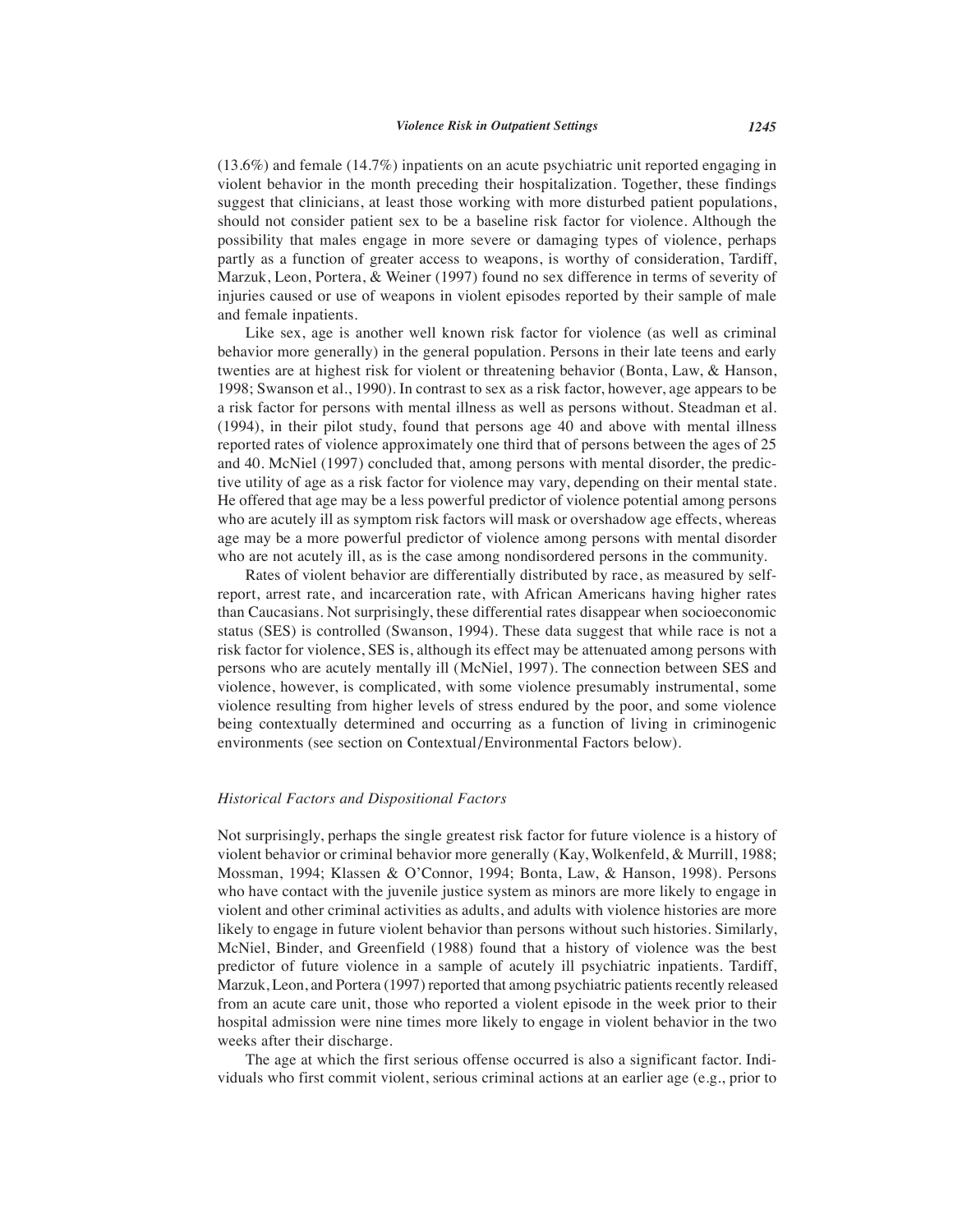(13.6%) and female (14.7%) inpatients on an acute psychiatric unit reported engaging in violent behavior in the month preceding their hospitalization. Together, these findings suggest that clinicians, at least those working with more disturbed patient populations, should not consider patient sex to be a baseline risk factor for violence. Although the possibility that males engage in more severe or damaging types of violence, perhaps partly as a function of greater access to weapons, is worthy of consideration, Tardiff, Marzuk, Leon, Portera, & Weiner (1997) found no sex difference in terms of severity of injuries caused or use of weapons in violent episodes reported by their sample of male and female inpatients.

Like sex, age is another well known risk factor for violence (as well as criminal behavior more generally) in the general population. Persons in their late teens and early twenties are at highest risk for violent or threatening behavior (Bonta, Law, & Hanson, 1998; Swanson et al., 1990). In contrast to sex as a risk factor, however, age appears to be a risk factor for persons with mental illness as well as persons without. Steadman et al. (1994), in their pilot study, found that persons age 40 and above with mental illness reported rates of violence approximately one third that of persons between the ages of 25 and 40. McNiel (1997) concluded that, among persons with mental disorder, the predictive utility of age as a risk factor for violence may vary, depending on their mental state. He offered that age may be a less powerful predictor of violence potential among persons who are acutely ill as symptom risk factors will mask or overshadow age effects, whereas age may be a more powerful predictor of violence among persons with mental disorder who are not acutely ill, as is the case among nondisordered persons in the community.

Rates of violent behavior are differentially distributed by race, as measured by self-report, arrest rate, and incarceration rate, with African Americans having higher rates than Caucasians. Not surprisingly, these differential rates disappear when socioeconomic status (SES) is controlled (Swanson, 1994). These data suggest that while race is not a risk factor for violence, SES is, although its effect may be attenuated among persons with persons who are acutely mentally ill (McNiel, 1997). The connection between SES and violence, however, is complicated, with some violence presumably instrumental, some violence resulting from higher levels of stress endured by the poor, and some violence being contextually determined and occurring as a function of living in criminogenic environments (see section on Contextual/Environmental Factors below).

### *Historical Factors and Dispositional Factors*

Not surprisingly, perhaps the single greatest risk factor for future violence is a history of violent behavior or criminal behavior more generally (Kay, Wolkenfeld, & Murrill, 1988; Mossman, 1994; Klassen & O'Connor, 1994; Bonta, Law, & Hanson, 1998). Persons who have contact with the juvenile justice system as minors are more likely to engage in violent and other criminal activities as adults, and adults with violence histories are more likely to engage in future violent behavior than persons without such histories. Similarly, McNiel, Binder, and Greenfield (1988) found that a history of violence was the best predictor of future violence in a sample of acutely ill psychiatric inpatients. Tardiff, Marzuk, Leon, and Portera (1997) reported that among psychiatric patients recently released from an acute care unit, those who reported a violent episode in the week prior to their hospital admission were nine times more likely to engage in violent behavior in the two weeks after their discharge.

The age at which the first serious offense occurred is also a significant factor. Individuals who first commit violent, serious criminal actions at an earlier age (e.g., prior to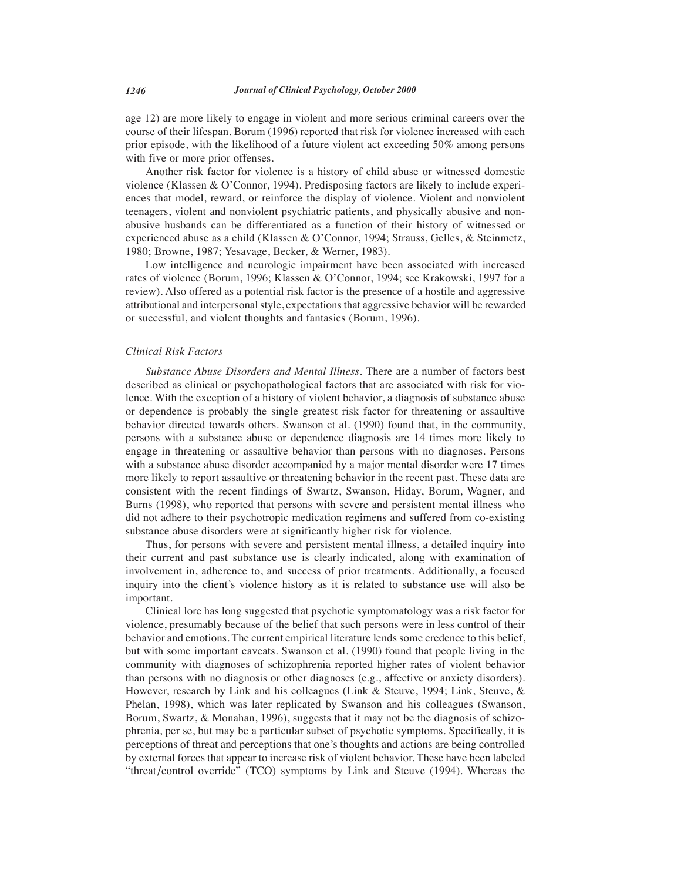age 12) are more likely to engage in violent and more serious criminal careers over the course of their lifespan. Borum (1996) reported that risk for violence increased with each prior episode, with the likelihood of a future violent act exceeding 50% among persons with five or more prior offenses.

Another risk factor for violence is a history of child abuse or witnessed domestic violence (Klassen & O'Connor, 1994). Predisposing factors are likely to include experiences that model, reward, or reinforce the display of violence. Violent and nonviolent teenagers, violent and nonviolent psychiatric patients, and physically abusive and nonabusive husbands can be differentiated as a function of their history of witnessed or experienced abuse as a child (Klassen & O'Connor, 1994; Strauss, Gelles, & Steinmetz, 1980; Browne, 1987; Yesavage, Becker, & Werner, 1983).

Low intelligence and neurologic impairment have been associated with increased rates of violence (Borum, 1996; Klassen & O'Connor, 1994; see Krakowski, 1997 for a review). Also offered as a potential risk factor is the presence of a hostile and aggressive attributional and interpersonal style, expectations that aggressive behavior will be rewarded or successful, and violent thoughts and fantasies (Borum, 1996).

### *Clinical Risk Factors*

*Substance Abuse Disorders and Mental Illness.* There are a number of factors best described as clinical or psychopathological factors that are associated with risk for violence. With the exception of a history of violent behavior, a diagnosis of substance abuse or dependence is probably the single greatest risk factor for threatening or assaultive behavior directed towards others. Swanson et al. (1990) found that, in the community, persons with a substance abuse or dependence diagnosis are 14 times more likely to engage in threatening or assaultive behavior than persons with no diagnoses. Persons with a substance abuse disorder accompanied by a major mental disorder were 17 times more likely to report assaultive or threatening behavior in the recent past. These data are consistent with the recent findings of Swartz, Swanson, Hiday, Borum, Wagner, and Burns (1998), who reported that persons with severe and persistent mental illness who did not adhere to their psychotropic medication regimens and suffered from co-existing substance abuse disorders were at significantly higher risk for violence.

Thus, for persons with severe and persistent mental illness, a detailed inquiry into their current and past substance use is clearly indicated, along with examination of involvement in, adherence to, and success of prior treatments. Additionally, a focused inquiry into the client's violence history as it is related to substance use will also be important.

Clinical lore has long suggested that psychotic symptomatology was a risk factor for violence, presumably because of the belief that such persons were in less control of their behavior and emotions. The current empirical literature lends some credence to this belief, but with some important caveats. Swanson et al. (1990) found that people living in the community with diagnoses of schizophrenia reported higher rates of violent behavior than persons with no diagnosis or other diagnoses (e.g., affective or anxiety disorders). However, research by Link and his colleagues (Link & Steuve, 1994; Link, Steuve, & Phelan, 1998), which was later replicated by Swanson and his colleagues (Swanson, Borum, Swartz, & Monahan, 1996), suggests that it may not be the diagnosis of schizophrenia, per se, but may be a particular subset of psychotic symptoms. Specifically, it is perceptions of threat and perceptions that one's thoughts and actions are being controlled by external forces that appear to increase risk of violent behavior. These have been labeled "threat/control override" (TCO) symptoms by Link and Steuve (1994). Whereas the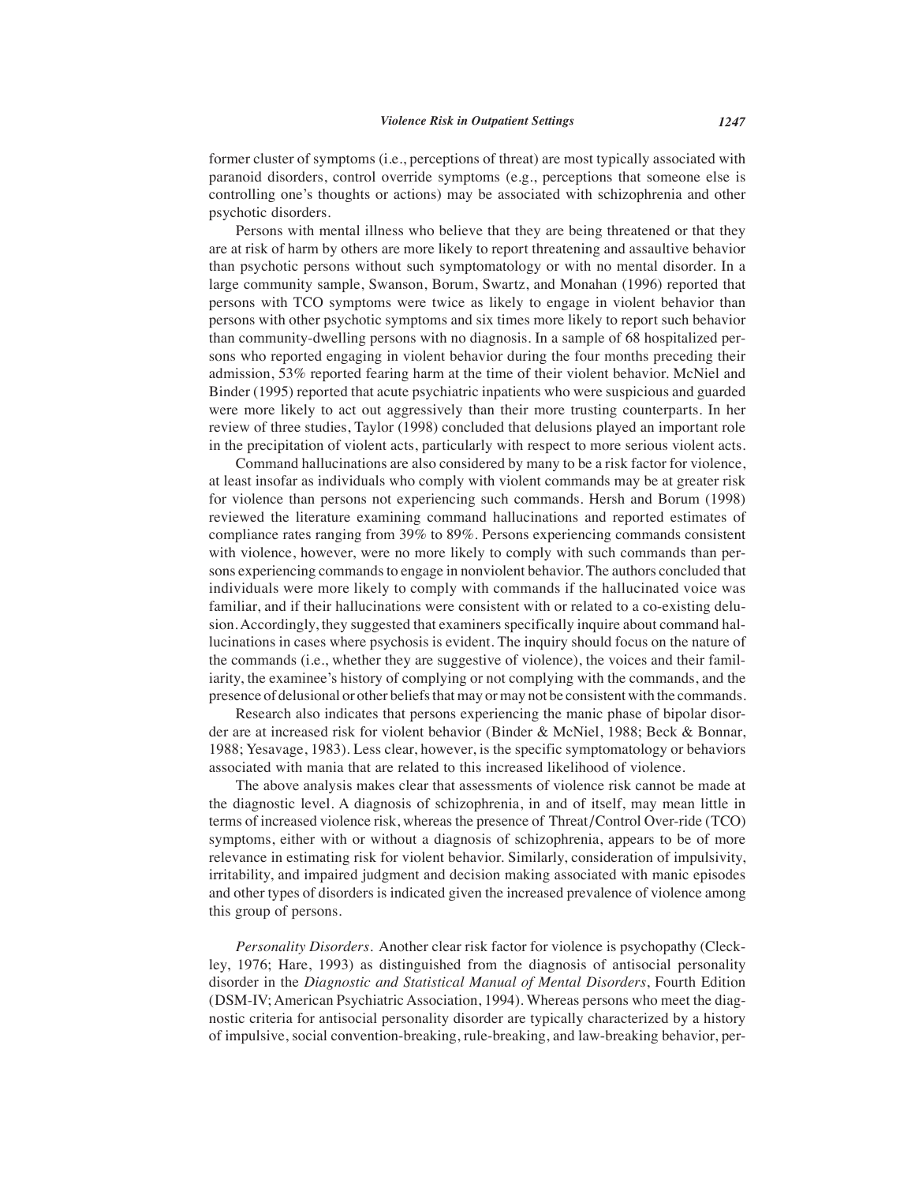former cluster of symptoms (i.e., perceptions of threat) are most typically associated with paranoid disorders, control override symptoms (e.g., perceptions that someone else is controlling one's thoughts or actions) may be associated with schizophrenia and other psychotic disorders.

Persons with mental illness who believe that they are being threatened or that they are at risk of harm by others are more likely to report threatening and assaultive behavior than psychotic persons without such symptomatology or with no mental disorder. In a large community sample, Swanson, Borum, Swartz, and Monahan (1996) reported that persons with TCO symptoms were twice as likely to engage in violent behavior than persons with other psychotic symptoms and six times more likely to report such behavior than community-dwelling persons with no diagnosis. In a sample of 68 hospitalized persons who reported engaging in violent behavior during the four months preceding their admission, 53% reported fearing harm at the time of their violent behavior. McNiel and Binder (1995) reported that acute psychiatric inpatients who were suspicious and guarded were more likely to act out aggressively than their more trusting counterparts. In her review of three studies, Taylor (1998) concluded that delusions played an important role in the precipitation of violent acts, particularly with respect to more serious violent acts.

Command hallucinations are also considered by many to be a risk factor for violence, at least insofar as individuals who comply with violent commands may be at greater risk for violence than persons not experiencing such commands. Hersh and Borum (1998) reviewed the literature examining command hallucinations and reported estimates of compliance rates ranging from 39% to 89%. Persons experiencing commands consistent with violence, however, were no more likely to comply with such commands than persons experiencing commands to engage in nonviolent behavior. The authors concluded that individuals were more likely to comply with commands if the hallucinated voice was familiar, and if their hallucinations were consistent with or related to a co-existing delusion. Accordingly, they suggested that examiners specifically inquire about command hallucinations in cases where psychosis is evident. The inquiry should focus on the nature of the commands (i.e., whether they are suggestive of violence), the voices and their familiarity, the examinee's history of complying or not complying with the commands, and the presence of delusional or other beliefs that may or may not be consistent with the commands.

Research also indicates that persons experiencing the manic phase of bipolar disorder are at increased risk for violent behavior (Binder & McNiel, 1988; Beck & Bonnar, 1988; Yesavage, 1983). Less clear, however, is the specific symptomatology or behaviors associated with mania that are related to this increased likelihood of violence.

The above analysis makes clear that assessments of violence risk cannot be made at the diagnostic level. A diagnosis of schizophrenia, in and of itself, may mean little in terms of increased violence risk, whereas the presence of Threat/Control Over-ride (TCO) symptoms, either with or without a diagnosis of schizophrenia, appears to be of more relevance in estimating risk for violent behavior. Similarly, consideration of impulsivity, irritability, and impaired judgment and decision making associated with manic episodes and other types of disorders is indicated given the increased prevalence of violence among this group of persons.

*Personality Disorders.* Another clear risk factor for violence is psychopathy (Cleckley, 1976; Hare, 1993) as distinguished from the diagnosis of antisocial personality disorder in the *Diagnostic and Statistical Manual of Mental Disorders*, Fourth Edition (DSM-IV; American Psychiatric Association, 1994). Whereas persons who meet the diagnostic criteria for antisocial personality disorder are typically characterized by a history of impulsive, social convention-breaking, rule-breaking, and law-breaking behavior, per-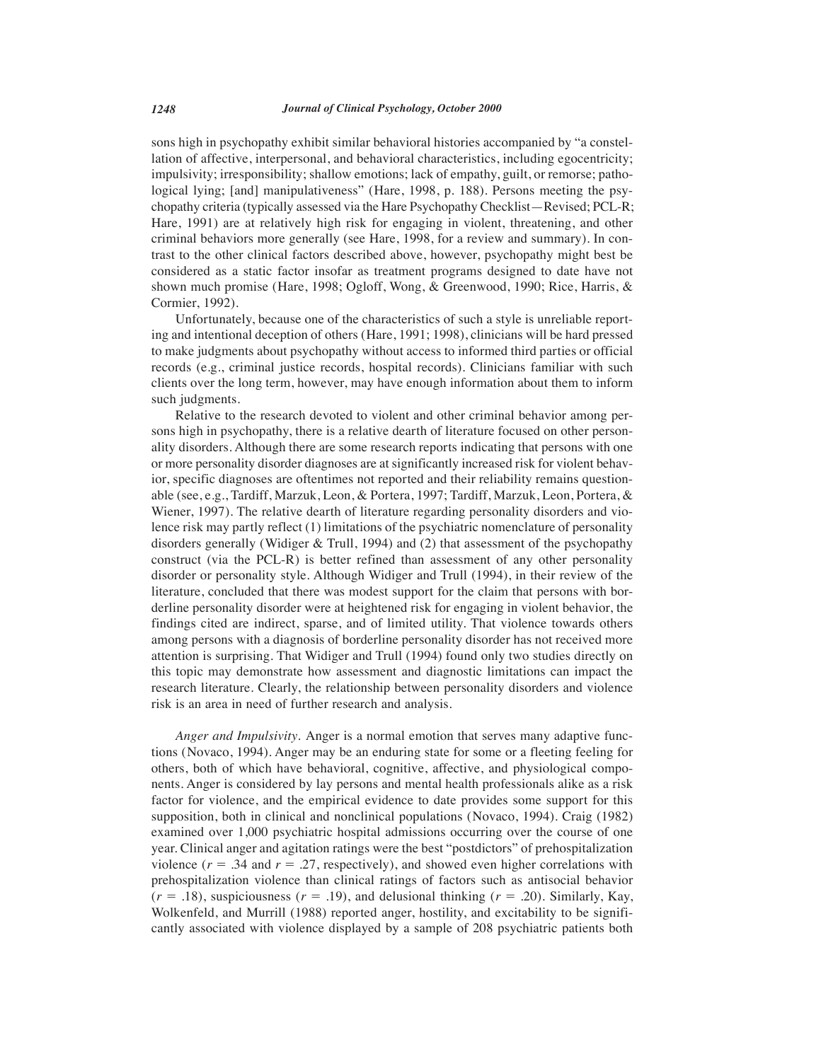sons high in psychopathy exhibit similar behavioral histories accompanied by "a constellation of affective, interpersonal, and behavioral characteristics, including egocentricity; impulsivity; irresponsibility; shallow emotions; lack of empathy, guilt, or remorse; pathological lying; [and] manipulativeness" (Hare, 1998, p. 188). Persons meeting the psychopathy criteria (typically assessed via the Hare Psychopathy Checklist—Revised; PCL-R; Hare, 1991) are at relatively high risk for engaging in violent, threatening, and other criminal behaviors more generally (see Hare, 1998, for a review and summary). In contrast to the other clinical factors described above, however, psychopathy might best be considered as a static factor insofar as treatment programs designed to date have not shown much promise (Hare, 1998; Ogloff, Wong, & Greenwood, 1990; Rice, Harris, & Cormier, 1992).

Unfortunately, because one of the characteristics of such a style is unreliable reporting and intentional deception of others (Hare, 1991; 1998), clinicians will be hard pressed to make judgments about psychopathy without access to informed third parties or official records (e.g., criminal justice records, hospital records). Clinicians familiar with such clients over the long term, however, may have enough information about them to inform such judgments.

Relative to the research devoted to violent and other criminal behavior among persons high in psychopathy, there is a relative dearth of literature focused on other personality disorders. Although there are some research reports indicating that persons with one or more personality disorder diagnoses are at significantly increased risk for violent behavior, specific diagnoses are oftentimes not reported and their reliability remains questionable (see, e.g., Tardiff, Marzuk, Leon, & Portera, 1997; Tardiff, Marzuk, Leon, Portera, & Wiener, 1997). The relative dearth of literature regarding personality disorders and violence risk may partly reflect (1) limitations of the psychiatric nomenclature of personality disorders generally (Widiger & Trull, 1994) and (2) that assessment of the psychopathy construct (via the PCL-R) is better refined than assessment of any other personality disorder or personality style. Although Widiger and Trull (1994), in their review of the literature, concluded that there was modest support for the claim that persons with borderline personality disorder were at heightened risk for engaging in violent behavior, the findings cited are indirect, sparse, and of limited utility. That violence towards others among persons with a diagnosis of borderline personality disorder has not received more attention is surprising. That Widiger and Trull (1994) found only two studies directly on this topic may demonstrate how assessment and diagnostic limitations can impact the research literature. Clearly, the relationship between personality disorders and violence risk is an area in need of further research and analysis.

*Anger and Impulsivity.* Anger is a normal emotion that serves many adaptive functions (Novaco, 1994). Anger may be an enduring state for some or a fleeting feeling for others, both of which have behavioral, cognitive, affective, and physiological components. Anger is considered by lay persons and mental health professionals alike as a risk factor for violence, and the empirical evidence to date provides some support for this supposition, both in clinical and nonclinical populations (Novaco, 1994). Craig (1982) examined over 1,000 psychiatric hospital admissions occurring over the course of one year. Clinical anger and agitation ratings were the best "postdictors" of prehospitalization violence ($r = .34$ and $r = .27$, respectively), and showed even higher correlations with prehospitalization violence than clinical ratings of factors such as antisocial behavior ($r = .18$), suspiciousness ($r = .19$), and delusional thinking ($r = .20$). Similarly, Kay, Wolkenfeld, and Murrill (1988) reported anger, hostility, and excitability to be significantly associated with violence displayed by a sample of 208 psychiatric patients both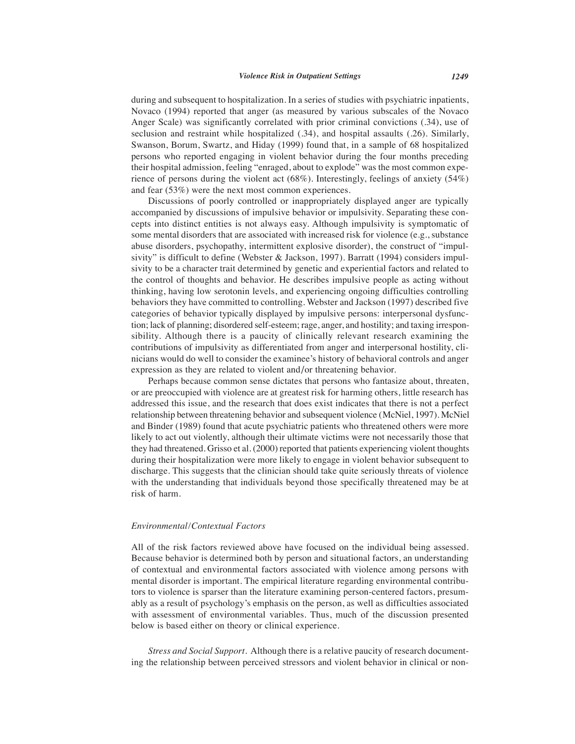during and subsequent to hospitalization. In a series of studies with psychiatric inpatients, Novaco (1994) reported that anger (as measured by various subscales of the Novaco Anger Scale) was significantly correlated with prior criminal convictions (.34), use of seclusion and restraint while hospitalized (.34), and hospital assaults (.26). Similarly, Swanson, Borum, Swartz, and Hiday (1999) found that, in a sample of 68 hospitalized persons who reported engaging in violent behavior during the four months preceding their hospital admission, feeling "enraged, about to explode" was the most common experience of persons during the violent act (68%). Interestingly, feelings of anxiety (54%) and fear (53%) were the next most common experiences.

Discussions of poorly controlled or inappropriately displayed anger are typically accompanied by discussions of impulsive behavior or impulsivity. Separating these concepts into distinct entities is not always easy. Although impulsivity is symptomatic of some mental disorders that are associated with increased risk for violence (e.g., substance abuse disorders, psychopathy, intermittent explosive disorder), the construct of "impulsivity" is difficult to define (Webster & Jackson, 1997). Barratt (1994) considers impulsivity to be a character trait determined by genetic and experiential factors and related to the control of thoughts and behavior. He describes impulsive people as acting without thinking, having low serotonin levels, and experiencing ongoing difficulties controlling behaviors they have committed to controlling. Webster and Jackson (1997) described five categories of behavior typically displayed by impulsive persons: interpersonal dysfunction; lack of planning; disordered self-esteem; rage, anger, and hostility; and taxing irresponsibility. Although there is a paucity of clinically relevant research examining the contributions of impulsivity as differentiated from anger and interpersonal hostility, clinicians would do well to consider the examinee's history of behavioral controls and anger expression as they are related to violent and/or threatening behavior.

Perhaps because common sense dictates that persons who fantasize about, threaten, or are preoccupied with violence are at greatest risk for harming others, little research has addressed this issue, and the research that does exist indicates that there is not a perfect relationship between threatening behavior and subsequent violence (McNiel, 1997). McNiel and Binder (1989) found that acute psychiatric patients who threatened others were more likely to act out violently, although their ultimate victims were not necessarily those that they had threatened. Grisso et al. (2000) reported that patients experiencing violent thoughts during their hospitalization were more likely to engage in violent behavior subsequent to discharge. This suggests that the clinician should take quite seriously threats of violence with the understanding that individuals beyond those specifically threatened may be at risk of harm.

### *Environmental/Contextual Factors*

All of the risk factors reviewed above have focused on the individual being assessed. Because behavior is determined both by person and situational factors, an understanding of contextual and environmental factors associated with violence among persons with mental disorder is important. The empirical literature regarding environmental contributors to violence is sparser than the literature examining person-centered factors, presumably as a result of psychology's emphasis on the person, as well as difficulties associated with assessment of environmental variables. Thus, much of the discussion presented below is based either on theory or clinical experience.

*Stress and Social Support.* Although there is a relative paucity of research documenting the relationship between perceived stressors and violent behavior in clinical or non-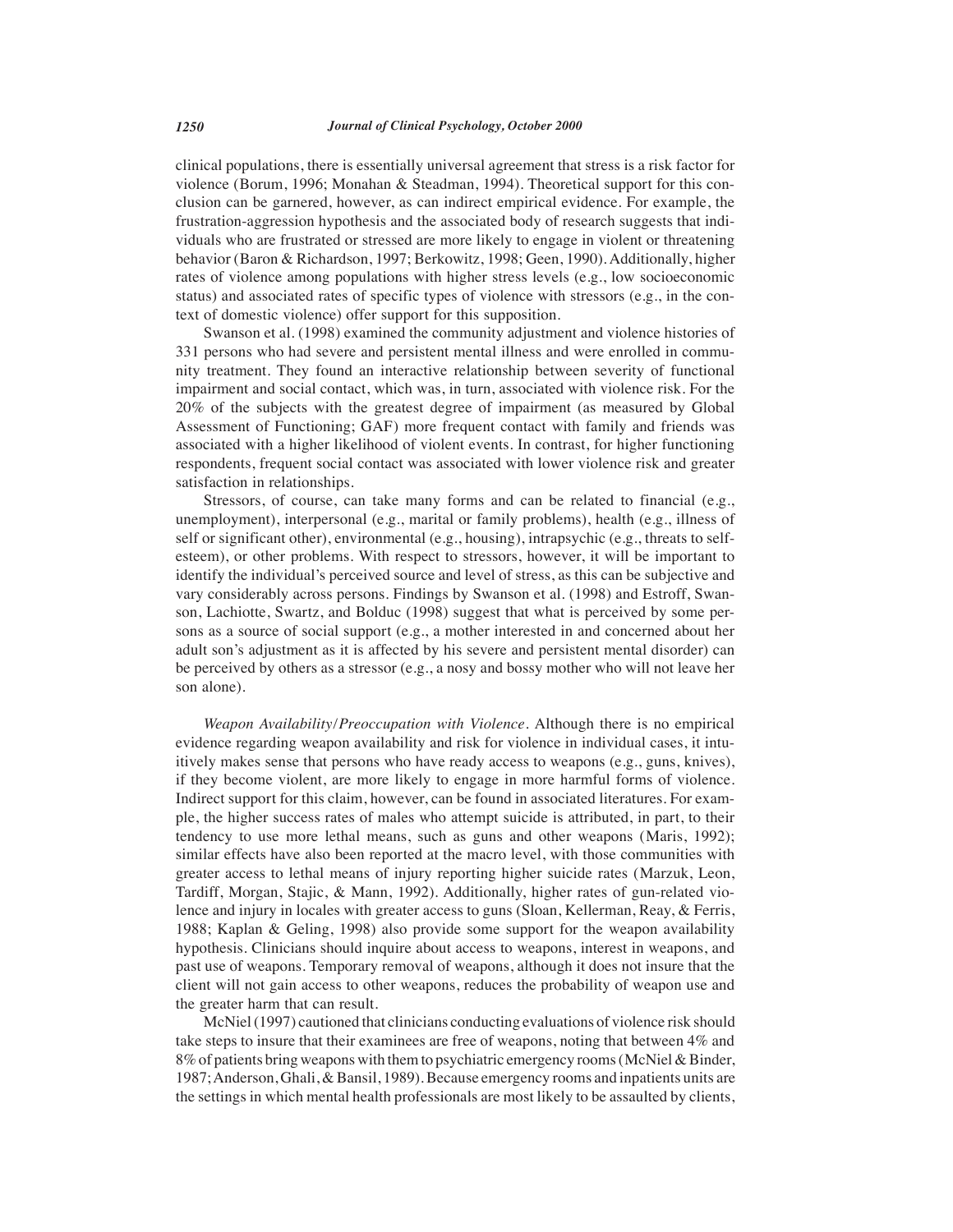clinical populations, there is essentially universal agreement that stress is a risk factor for violence (Borum, 1996; Monahan & Steadman, 1994). Theoretical support for this conclusion can be garnered, however, as can indirect empirical evidence. For example, the frustration-aggression hypothesis and the associated body of research suggests that individuals who are frustrated or stressed are more likely to engage in violent or threatening behavior (Baron & Richardson, 1997; Berkowitz, 1998; Geen, 1990). Additionally, higher rates of violence among populations with higher stress levels (e.g., low socioeconomic status) and associated rates of specific types of violence with stressors (e.g., in the context of domestic violence) offer support for this supposition.

Swanson et al. (1998) examined the community adjustment and violence histories of 331 persons who had severe and persistent mental illness and were enrolled in community treatment. They found an interactive relationship between severity of functional impairment and social contact, which was, in turn, associated with violence risk. For the 20% of the subjects with the greatest degree of impairment (as measured by Global Assessment of Functioning; GAF) more frequent contact with family and friends was associated with a higher likelihood of violent events. In contrast, for higher functioning respondents, frequent social contact was associated with lower violence risk and greater satisfaction in relationships.

Stressors, of course, can take many forms and can be related to financial (e.g., unemployment), interpersonal (e.g., marital or family problems), health (e.g., illness of self or significant other), environmental (e.g., housing), intrapsychic (e.g., threats to self-esteem), or other problems. With respect to stressors, however, it will be important to identify the individual's perceived source and level of stress, as this can be subjective and vary considerably across persons. Findings by Swanson et al. (1998) and Estroff, Swanson, Lachiotte, Swartz, and Bolduc (1998) suggest that what is perceived by some persons as a source of social support (e.g., a mother interested in and concerned about her adult son's adjustment as it is affected by his severe and persistent mental disorder) can be perceived by others as a stressor (e.g., a nosy and bossy mother who will not leave her son alone).

*Weapon Availability/Preoccupation with Violence*. Although there is no empirical evidence regarding weapon availability and risk for violence in individual cases, it intuitively makes sense that persons who have ready access to weapons (e.g., guns, knives), if they become violent, are more likely to engage in more harmful forms of violence. Indirect support for this claim, however, can be found in associated literatures. For example, the higher success rates of males who attempt suicide is attributed, in part, to their tendency to use more lethal means, such as guns and other weapons (Maris, 1992); similar effects have also been reported at the macro level, with those communities with greater access to lethal means of injury reporting higher suicide rates (Marzuk, Leon, Tardiff, Morgan, Stajic, & Mann, 1992). Additionally, higher rates of gun-related violence and injury in locales with greater access to guns (Sloan, Kellerman, Reay, & Ferris, 1988; Kaplan & Geling, 1998) also provide some support for the weapon availability hypothesis. Clinicians should inquire about access to weapons, interest in weapons, and past use of weapons. Temporary removal of weapons, although it does not insure that the client will not gain access to other weapons, reduces the probability of weapon use and the greater harm that can result.

McNiel (1997) cautioned that clinicians conducting evaluations of violence risk should take steps to insure that their examinees are free of weapons, noting that between 4% and 8% of patients bring weapons with them to psychiatric emergency rooms (McNiel & Binder, 1987; Anderson, Ghali, & Bansil, 1989). Because emergency rooms and inpatients units are the settings in which mental health professionals are most likely to be assaulted by clients,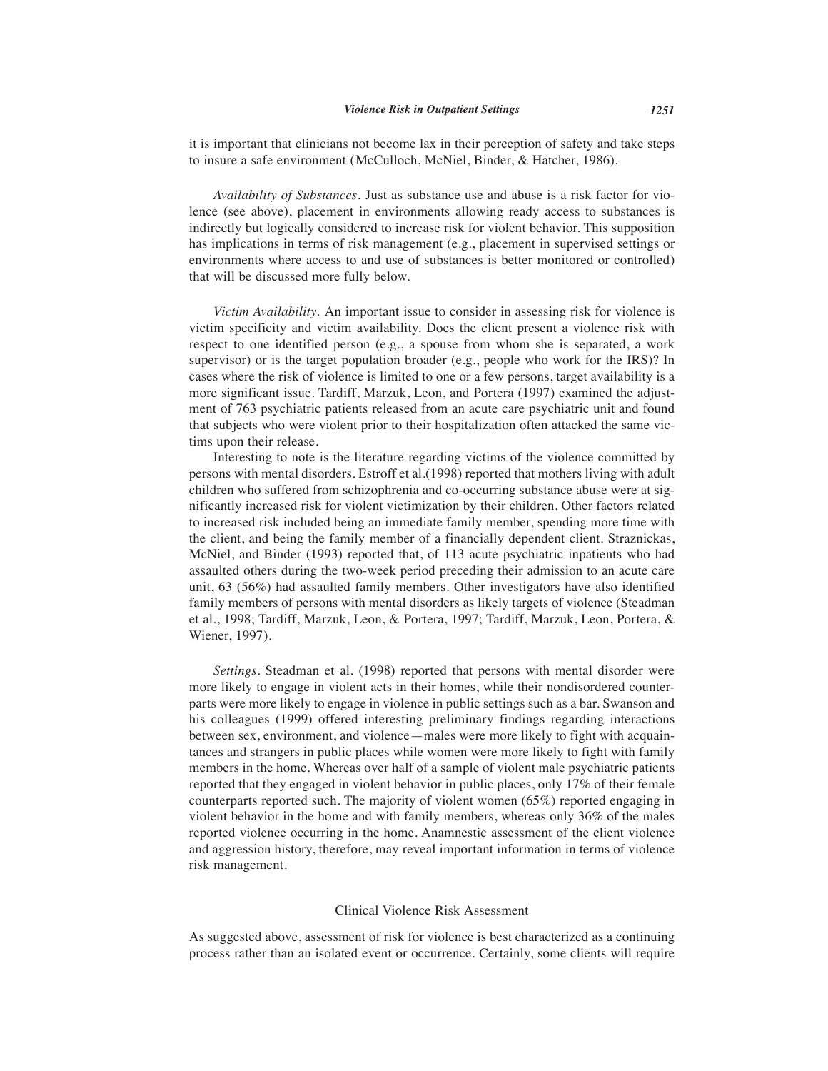it is important that clinicians not become lax in their perception of safety and take steps to insure a safe environment (McCulloch, McNiel, Binder, & Hatcher, 1986).

*Availability of Substances.* Just as substance use and abuse is a risk factor for violence (see above), placement in environments allowing ready access to substances is indirectly but logically considered to increase risk for violent behavior. This supposition has implications in terms of risk management (e.g., placement in supervised settings or environments where access to and use of substances is better monitored or controlled) that will be discussed more fully below.

*Victim Availability.* An important issue to consider in assessing risk for violence is victim specificity and victim availability. Does the client present a violence risk with respect to one identified person (e.g., a spouse from whom she is separated, a work supervisor) or is the target population broader (e.g., people who work for the IRS)? In cases where the risk of violence is limited to one or a few persons, target availability is a more significant issue. Tardiff, Marzuk, Leon, and Portera (1997) examined the adjustment of 763 psychiatric patients released from an acute care psychiatric unit and found that subjects who were violent prior to their hospitalization often attacked the same victims upon their release.

Interesting to note is the literature regarding victims of the violence committed by persons with mental disorders. Estroff et al.(1998) reported that mothers living with adult children who suffered from schizophrenia and co-occurring substance abuse were at significantly increased risk for violent victimization by their children. Other factors related to increased risk included being an immediate family member, spending more time with the client, and being the family member of a financially dependent client. Straznickas, McNiel, and Binder (1993) reported that, of 113 acute psychiatric inpatients who had assaulted others during the two-week period preceding their admission to an acute care unit, 63 (56%) had assaulted family members. Other investigators have also identified family members of persons with mental disorders as likely targets of violence (Steadman et al., 1998; Tardiff, Marzuk, Leon, & Portera, 1997; Tardiff, Marzuk, Leon, Portera, & Wiener, 1997).

*Settings.* Steadman et al. (1998) reported that persons with mental disorder were more likely to engage in violent acts in their homes, while their nondisordered counterparts were more likely to engage in violence in public settings such as a bar. Swanson and his colleagues (1999) offered interesting preliminary findings regarding interactions between sex, environment, and violence—males were more likely to fight with acquaintances and strangers in public places while women were more likely to fight with family members in the home. Whereas over half of a sample of violent male psychiatric patients reported that they engaged in violent behavior in public places, only 17% of their female counterparts reported such. The majority of violent women (65%) reported engaging in violent behavior in the home and with family members, whereas only 36% of the males reported violence occurring in the home. Anamnestic assessment of the client violence and aggression history, therefore, may reveal important information in terms of violence risk management.

## Clinical Violence Risk Assessment

As suggested above, assessment of risk for violence is best characterized as a continuing process rather than an isolated event or occurrence. Certainly, some clients will require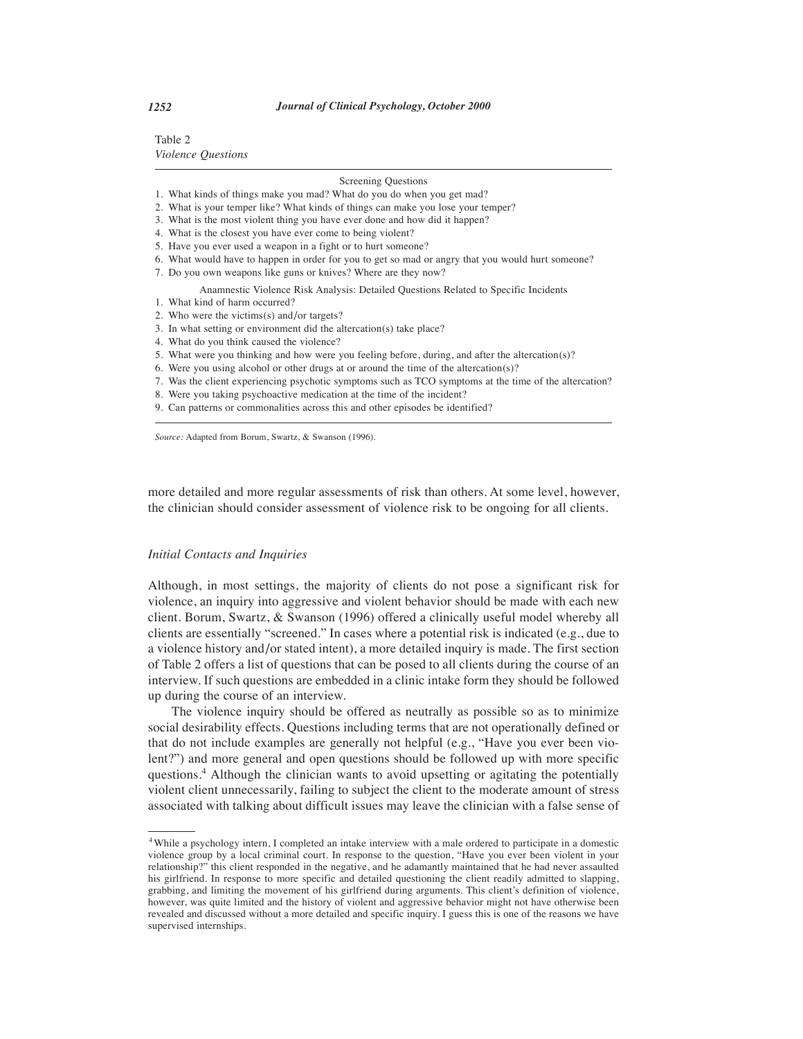Table 2
*Violence Questions*

| Screening Questions |
|---|
| 1. What kinds of things make you mad? What do you do when you get mad? |
| 2. What is your temper like? What kinds of things can make you lose your temper? |
| 3. What is the most violent thing you have ever done and how did it happen? |
| 4. What is the closest you have ever come to being violent? |
| 5. Have you ever used a weapon in a fight or to hurt someone? |
| 6. What would have to happen in order for you to get so mad or angry that you would hurt someone? |
| 7. Do you own weapons like guns or knives? Where are they now? |
| Anamnestic Violence Risk Analysis: Detailed Questions Related to Specific Incidents |
| 1. What kind of harm occurred? |
| 2. Who were the victims(s) and/or targets? |
| 3. In what setting or environment did the altercation(s) take place? |
| 4. What do you think caused the violence? |
| 5. What were you thinking and how were you feeling before, during, and after the altercation(s)? |
| 6. Were you using alcohol or other drugs at or around the time of the altercation(s)? |
| 7. Was the client experiencing psychotic symptoms such as TCO symptoms at the time of the altercation? |
| 8. Were you taking psychoactive medication at the time of the incident? |
| 9. Can patterns or commonalities across this and other episodes be identified? |

*Source:* Adapted from Borum, Swartz, & Swanson (1996).

more detailed and more regular assessments of risk than others. At some level, however, the clinician should consider assessment of violence risk to be ongoing for all clients.

*Initial Contacts and Inquiries*

Although, in most settings, the majority of clients do not pose a significant risk for violence, an inquiry into aggressive and violent behavior should be made with each new client. Borum, Swartz, & Swanson (1996) offered a clinically useful model whereby all clients are essentially "screened." In cases where a potential risk is indicated (e.g., due to a violence history and/or stated intent), a more detailed inquiry is made. The first section of Table 2 offers a list of questions that can be posed to all clients during the course of an interview. If such questions are embedded in a clinic intake form they should be followed up during the course of an interview.

The violence inquiry should be offered as neutrally as possible so as to minimize social desirability effects. Questions including terms that are not operationally defined or that do not include examples are generally not helpful (e.g., "Have you ever been violent?") and more general and open questions should be followed up with more specific questions.[4] Although the clinician wants to avoid upsetting or agitating the potentially violent client unnecessarily, failing to subject the client to the moderate amount of stress associated with talking about difficult issues may leave the clinician with a false sense of

[4] While a psychology intern, I completed an intake interview with a male ordered to participate in a domestic violence group by a local criminal court. In response to the question, "Have you ever been violent in your relationship?" this client responded in the negative, and he adamantly maintained that he had never assaulted his girlfriend. In response to more specific and detailed questioning the client readily admitted to slapping, grabbing, and limiting the movement of his girlfriend during arguments. This client's definition of violence, however, was quite limited and the history of violent and aggressive behavior might not have otherwise been revealed and discussed without a more detailed and specific inquiry. I guess this is one of the reasons we have supervised internships.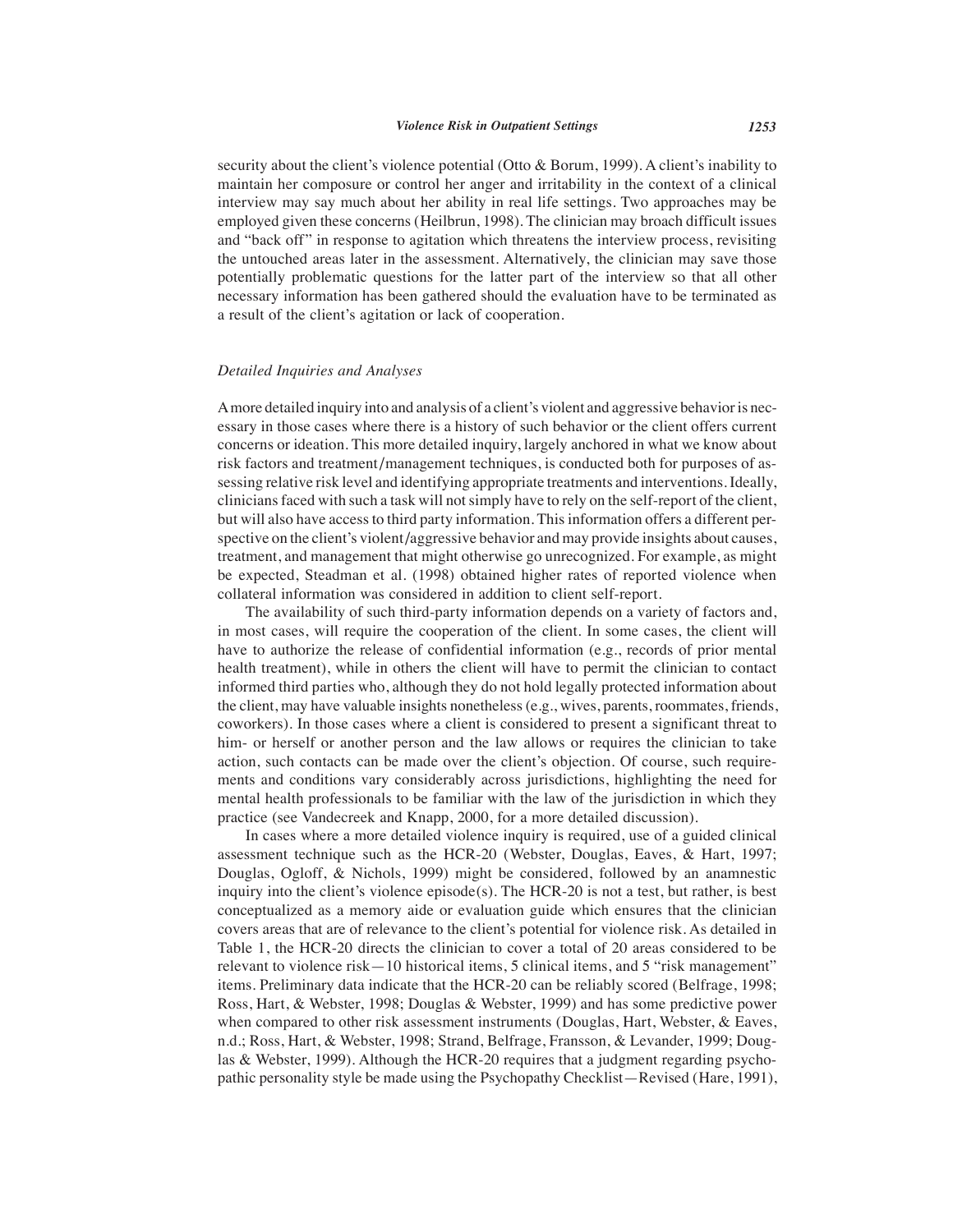security about the client's violence potential (Otto & Borum, 1999). A client's inability to maintain her composure or control her anger and irritability in the context of a clinical interview may say much about her ability in real life settings. Two approaches may be employed given these concerns (Heilbrun, 1998). The clinician may broach difficult issues and "back off" in response to agitation which threatens the interview process, revisiting the untouched areas later in the assessment. Alternatively, the clinician may save those potentially problematic questions for the latter part of the interview so that all other necessary information has been gathered should the evaluation have to be terminated as a result of the client's agitation or lack of cooperation.

### *Detailed Inquiries and Analyses*

A more detailed inquiry into and analysis of a client's violent and aggressive behavior is necessary in those cases where there is a history of such behavior or the client offers current concerns or ideation. This more detailed inquiry, largely anchored in what we know about risk factors and treatment/management techniques, is conducted both for purposes of assessing relative risk level and identifying appropriate treatments and interventions. Ideally, clinicians faced with such a task will not simply have to rely on the self-report of the client, but will also have access to third party information. This information offers a different perspective on the client's violent/aggressive behavior and may provide insights about causes, treatment, and management that might otherwise go unrecognized. For example, as might be expected, Steadman et al. (1998) obtained higher rates of reported violence when collateral information was considered in addition to client self-report.

The availability of such third-party information depends on a variety of factors and, in most cases, will require the cooperation of the client. In some cases, the client will have to authorize the release of confidential information (e.g., records of prior mental health treatment), while in others the client will have to permit the clinician to contact informed third parties who, although they do not hold legally protected information about the client, may have valuable insights nonetheless (e.g., wives, parents, roommates, friends, coworkers). In those cases where a client is considered to present a significant threat to him- or herself or another person and the law allows or requires the clinician to take action, such contacts can be made over the client's objection. Of course, such requirements and conditions vary considerably across jurisdictions, highlighting the need for mental health professionals to be familiar with the law of the jurisdiction in which they practice (see Vandecreek and Knapp, 2000, for a more detailed discussion).

In cases where a more detailed violence inquiry is required, use of a guided clinical assessment technique such as the HCR-20 (Webster, Douglas, Eaves, & Hart, 1997; Douglas, Ogloff, & Nichols, 1999) might be considered, followed by an anamnestic inquiry into the client's violence episode(s). The HCR-20 is not a test, but rather, is best conceptualized as a memory aide or evaluation guide which ensures that the clinician covers areas that are of relevance to the client's potential for violence risk. As detailed in Table 1, the HCR-20 directs the clinician to cover a total of 20 areas considered to be relevant to violence risk—10 historical items, 5 clinical items, and 5 "risk management" items. Preliminary data indicate that the HCR-20 can be reliably scored (Belfrage, 1998; Ross, Hart, & Webster, 1998; Douglas & Webster, 1999) and has some predictive power when compared to other risk assessment instruments (Douglas, Hart, Webster, & Eaves, n.d.; Ross, Hart, & Webster, 1998; Strand, Belfrage, Fransson, & Levander, 1999; Douglas & Webster, 1999). Although the HCR-20 requires that a judgment regarding psychopathic personality style be made using the Psychopathy Checklist—Revised (Hare, 1991),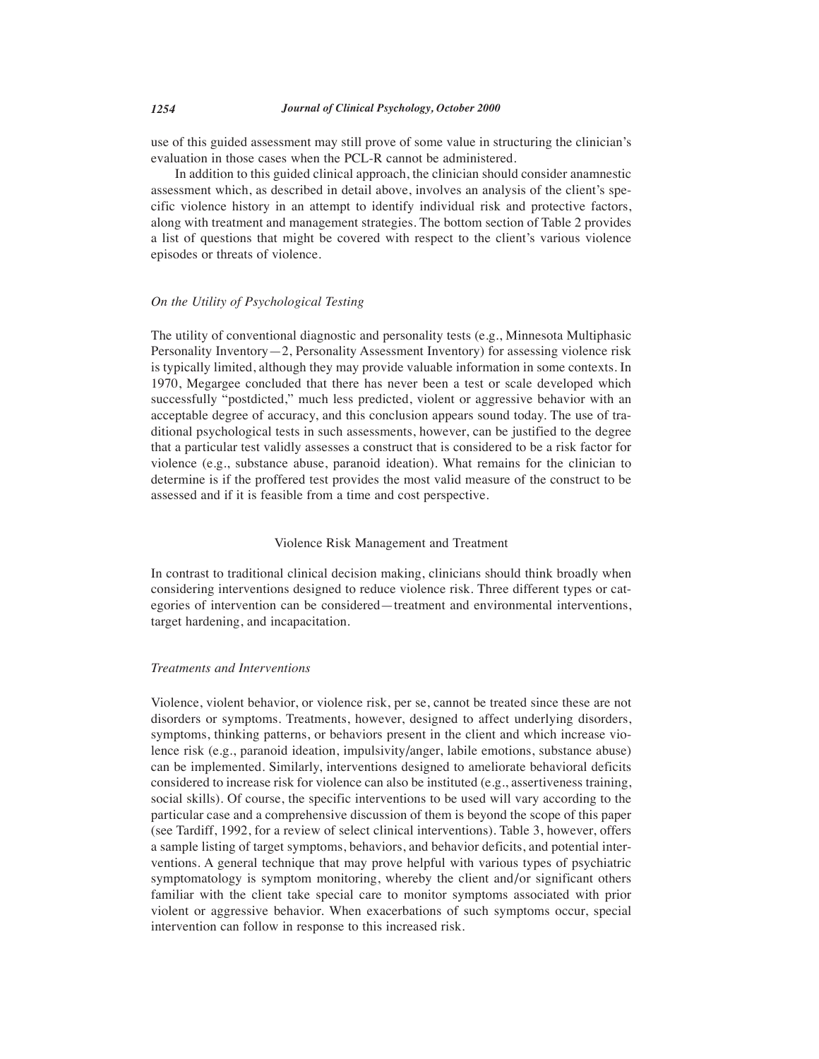use of this guided assessment may still prove of some value in structuring the clinician's evaluation in those cases when the PCL-R cannot be administered.

In addition to this guided clinical approach, the clinician should consider anamnestic assessment which, as described in detail above, involves an analysis of the client's specific violence history in an attempt to identify individual risk and protective factors, along with treatment and management strategies. The bottom section of Table 2 provides a list of questions that might be covered with respect to the client's various violence episodes or threats of violence.

### *On the Utility of Psychological Testing*

The utility of conventional diagnostic and personality tests (e.g., Minnesota Multiphasic Personality Inventory—2, Personality Assessment Inventory) for assessing violence risk is typically limited, although they may provide valuable information in some contexts. In 1970, Megargee concluded that there has never been a test or scale developed which successfully "postdicted," much less predicted, violent or aggressive behavior with an acceptable degree of accuracy, and this conclusion appears sound today. The use of traditional psychological tests in such assessments, however, can be justified to the degree that a particular test validly assesses a construct that is considered to be a risk factor for violence (e.g., substance abuse, paranoid ideation). What remains for the clinician to determine is if the proffered test provides the most valid measure of the construct to be assessed and if it is feasible from a time and cost perspective.

## Violence Risk Management and Treatment

In contrast to traditional clinical decision making, clinicians should think broadly when considering interventions designed to reduce violence risk. Three different types or categories of intervention can be considered—treatment and environmental interventions, target hardening, and incapacitation.

### *Treatments and Interventions*

Violence, violent behavior, or violence risk, per se, cannot be treated since these are not disorders or symptoms. Treatments, however, designed to affect underlying disorders, symptoms, thinking patterns, or behaviors present in the client and which increase violence risk (e.g., paranoid ideation, impulsivity/anger, labile emotions, substance abuse) can be implemented. Similarly, interventions designed to ameliorate behavioral deficits considered to increase risk for violence can also be instituted (e.g., assertiveness training, social skills). Of course, the specific interventions to be used will vary according to the particular case and a comprehensive discussion of them is beyond the scope of this paper (see Tardiff, 1992, for a review of select clinical interventions). Table 3, however, offers a sample listing of target symptoms, behaviors, and behavior deficits, and potential interventions. A general technique that may prove helpful with various types of psychiatric symptomatology is symptom monitoring, whereby the client and/or significant others familiar with the client take special care to monitor symptoms associated with prior violent or aggressive behavior. When exacerbations of such symptoms occur, special intervention can follow in response to this increased risk.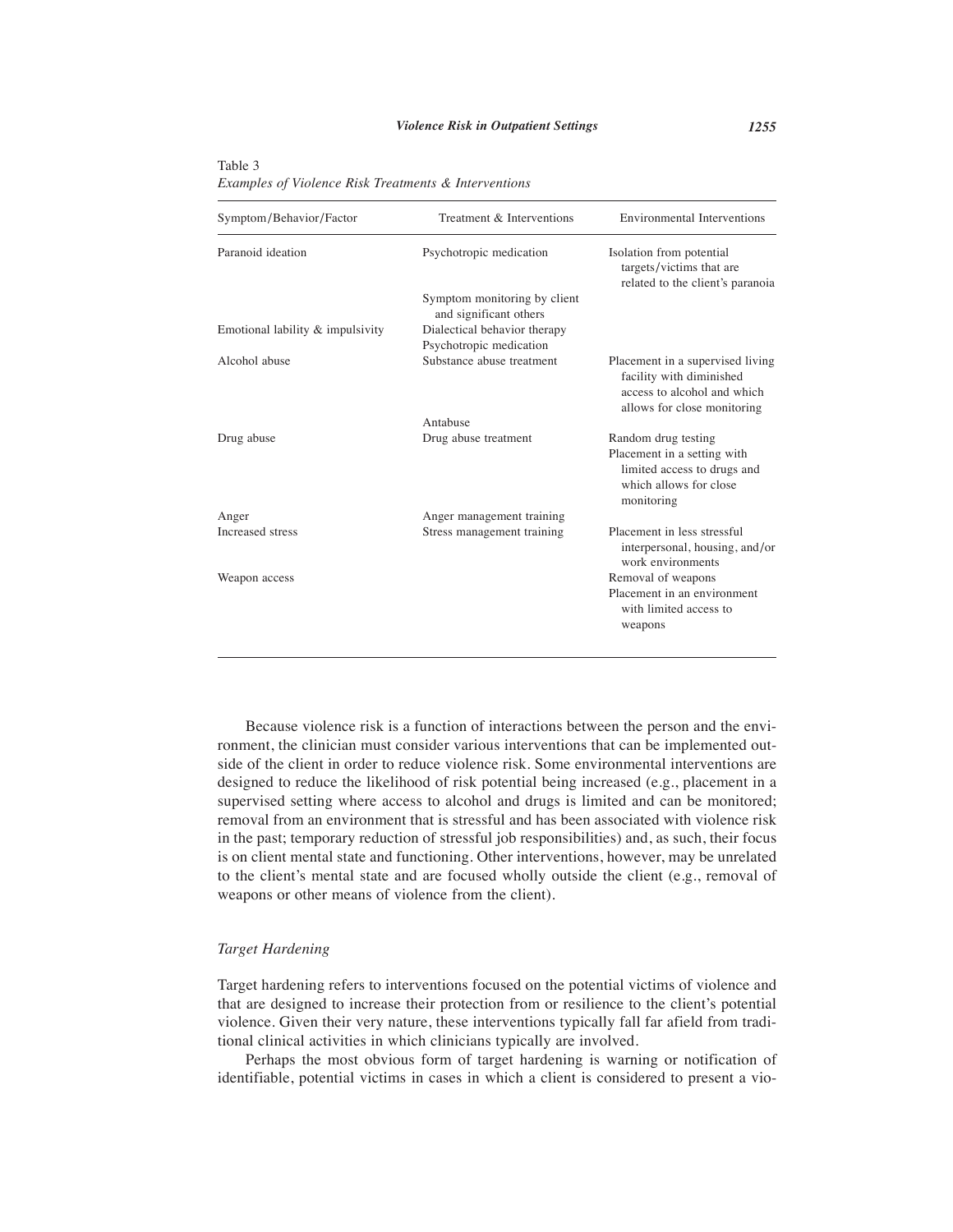Table 3
*Examples of Violence Risk Treatments & Interventions*

| Symptom/Behavior/Factor | Treatment & Interventions | Environmental Interventions |
|---|---|---|
| Paranoid ideation | Psychotropic medication | Isolation from potential targets/victims that are related to the client's paranoia |
| | Symptom monitoring by client and significant others | |
| Emotional lability & impulsivity | Dialectical behavior therapy | |
| | Psychotropic medication | |
| Alcohol abuse | Substance abuse treatment | Placement in a supervised living facility with diminished access to alcohol and which allows for close monitoring |
| | Antabuse | |
| Drug abuse | Drug abuse treatment | Random drug testing |
| | | Placement in a setting with limited access to drugs and which allows for close monitoring |
| Anger | Anger management training | |
| Increased stress | Stress management training | Placement in less stressful interpersonal, housing, and/or work environments |
| Weapon access | | Removal of weapons |
| | | Placement in an environment with limited access to weapons |

Because violence risk is a function of interactions between the person and the environment, the clinician must consider various interventions that can be implemented outside of the client in order to reduce violence risk. Some environmental interventions are designed to reduce the likelihood of risk potential being increased (e.g., placement in a supervised setting where access to alcohol and drugs is limited and can be monitored; removal from an environment that is stressful and has been associated with violence risk in the past; temporary reduction of stressful job responsibilities) and, as such, their focus is on client mental state and functioning. Other interventions, however, may be unrelated to the client's mental state and are focused wholly outside the client (e.g., removal of weapons or other means of violence from the client).

### *Target Hardening*

Target hardening refers to interventions focused on the potential victims of violence and that are designed to increase their protection from or resilience to the client's potential violence. Given their very nature, these interventions typically fall far afield from traditional clinical activities in which clinicians typically are involved.

Perhaps the most obvious form of target hardening is warning or notification of identifiable, potential victims in cases in which a client is considered to present a vio-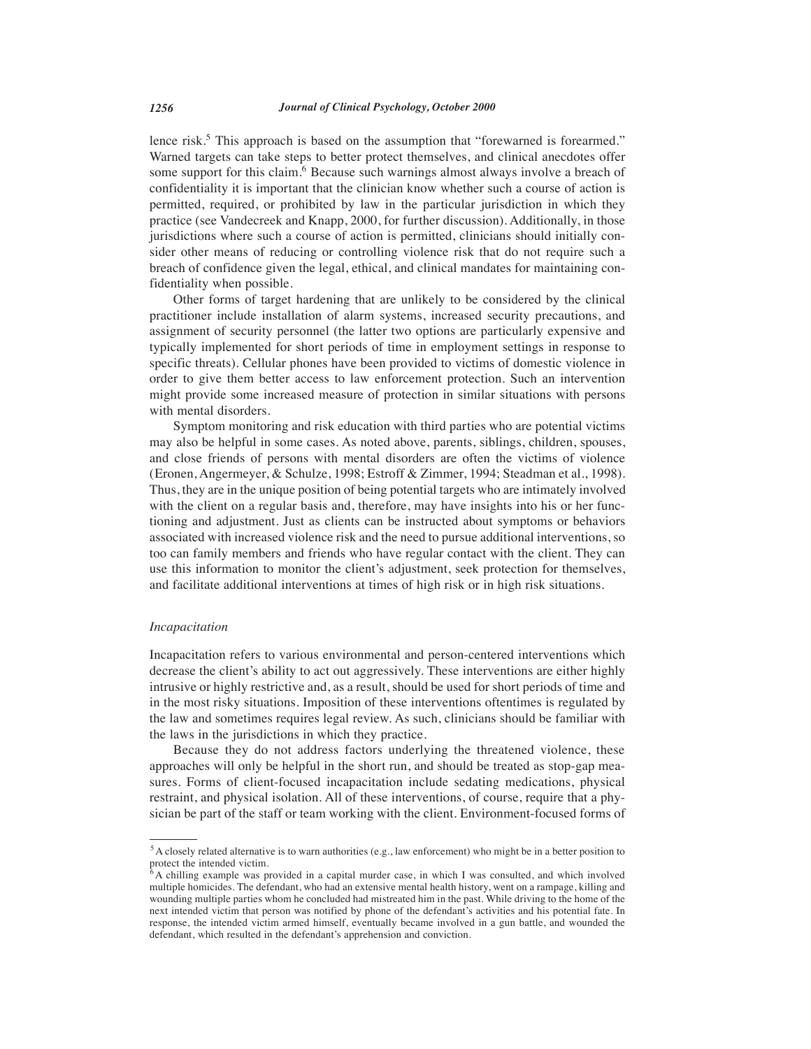lence risk.[5] This approach is based on the assumption that "forewarned is forearmed." Warned targets can take steps to better protect themselves, and clinical anecdotes offer some support for this claim.[6] Because such warnings almost always involve a breach of confidentiality it is important that the clinician know whether such a course of action is permitted, required, or prohibited by law in the particular jurisdiction in which they practice (see Vandecreek and Knapp, 2000, for further discussion). Additionally, in those jurisdictions where such a course of action is permitted, clinicians should initially consider other means of reducing or controlling violence risk that do not require such a breach of confidence given the legal, ethical, and clinical mandates for maintaining confidentiality when possible.

Other forms of target hardening that are unlikely to be considered by the clinical practitioner include installation of alarm systems, increased security precautions, and assignment of security personnel (the latter two options are particularly expensive and typically implemented for short periods of time in employment settings in response to specific threats). Cellular phones have been provided to victims of domestic violence in order to give them better access to law enforcement protection. Such an intervention might provide some increased measure of protection in similar situations with persons with mental disorders.

Symptom monitoring and risk education with third parties who are potential victims may also be helpful in some cases. As noted above, parents, siblings, children, spouses, and close friends of persons with mental disorders are often the victims of violence (Eronen, Angermeyer, & Schulze, 1998; Estroff & Zimmer, 1994; Steadman et al., 1998). Thus, they are in the unique position of being potential targets who are intimately involved with the client on a regular basis and, therefore, may have insights into his or her functioning and adjustment. Just as clients can be instructed about symptoms or behaviors associated with increased violence risk and the need to pursue additional interventions, so too can family members and friends who have regular contact with the client. They can use this information to monitor the client's adjustment, seek protection for themselves, and facilitate additional interventions at times of high risk or in high risk situations.

### *Incapacitation*

Incapacitation refers to various environmental and person-centered interventions which decrease the client's ability to act out aggressively. These interventions are either highly intrusive or highly restrictive and, as a result, should be used for short periods of time and in the most risky situations. Imposition of these interventions oftentimes is regulated by the law and sometimes requires legal review. As such, clinicians should be familiar with the laws in the jurisdictions in which they practice.

Because they do not address factors underlying the threatened violence, these approaches will only be helpful in the short run, and should be treated as stop-gap measures. Forms of client-focused incapacitation include sedating medications, physical restraint, and physical isolation. All of these interventions, of course, require that a physician be part of the staff or team working with the client. Environment-focused forms of

[5] A closely related alternative is to warn authorities (e.g., law enforcement) who might be in a better position to protect the intended victim.

[6] A chilling example was provided in a capital murder case, in which I was consulted, and which involved multiple homicides. The defendant, who had an extensive mental health history, went on a rampage, killing and wounding multiple parties whom he concluded had mistreated him in the past. While driving to the home of the next intended victim that person was notified by phone of the defendant's activities and his potential fate. In response, the intended victim armed himself, eventually became involved in a gun battle, and wounded the defendant, which resulted in the defendant's apprehension and conviction.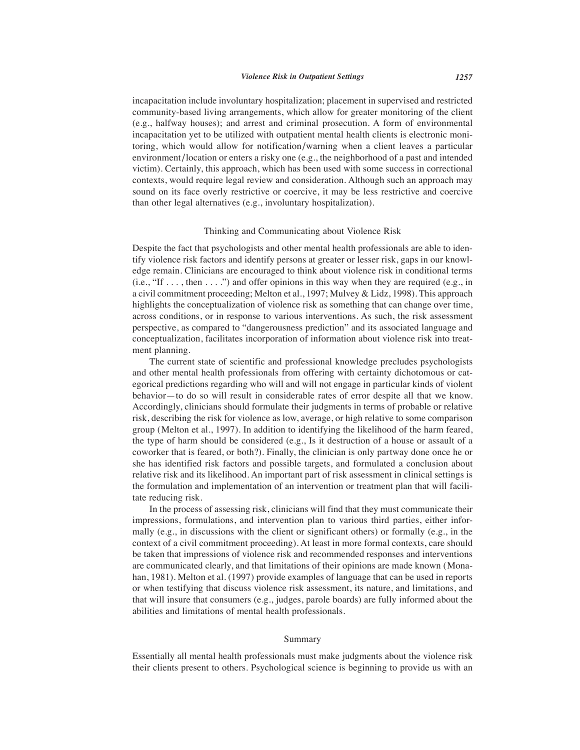incapacitation include involuntary hospitalization; placement in supervised and restricted community-based living arrangements, which allow for greater monitoring of the client (e.g., halfway houses); and arrest and criminal prosecution. A form of environmental incapacitation yet to be utilized with outpatient mental health clients is electronic monitoring, which would allow for notification/warning when a client leaves a particular environment/location or enters a risky one (e.g., the neighborhood of a past and intended victim). Certainly, this approach, which has been used with some success in correctional contexts, would require legal review and consideration. Although such an approach may sound on its face overly restrictive or coercive, it may be less restrictive and coercive than other legal alternatives (e.g., involuntary hospitalization).

## Thinking and Communicating about Violence Risk

Despite the fact that psychologists and other mental health professionals are able to identify violence risk factors and identify persons at greater or lesser risk, gaps in our knowledge remain. Clinicians are encouraged to think about violence risk in conditional terms (i.e., "If . . . , then . . . .") and offer opinions in this way when they are required (e.g., in a civil commitment proceeding; Melton et al., 1997; Mulvey & Lidz, 1998). This approach highlights the conceptualization of violence risk as something that can change over time, across conditions, or in response to various interventions. As such, the risk assessment perspective, as compared to "dangerousness prediction" and its associated language and conceptualization, facilitates incorporation of information about violence risk into treatment planning.

The current state of scientific and professional knowledge precludes psychologists and other mental health professionals from offering with certainty dichotomous or categorical predictions regarding who will and will not engage in particular kinds of violent behavior—to do so will result in considerable rates of error despite all that we know. Accordingly, clinicians should formulate their judgments in terms of probable or relative risk, describing the risk for violence as low, average, or high relative to some comparison group (Melton et al., 1997). In addition to identifying the likelihood of the harm feared, the type of harm should be considered (e.g., Is it destruction of a house or assault of a coworker that is feared, or both?). Finally, the clinician is only partway done once he or she has identified risk factors and possible targets, and formulated a conclusion about relative risk and its likelihood. An important part of risk assessment in clinical settings is the formulation and implementation of an intervention or treatment plan that will facilitate reducing risk.

In the process of assessing risk, clinicians will find that they must communicate their impressions, formulations, and intervention plan to various third parties, either informally (e.g., in discussions with the client or significant others) or formally (e.g., in the context of a civil commitment proceeding). At least in more formal contexts, care should be taken that impressions of violence risk and recommended responses and interventions are communicated clearly, and that limitations of their opinions are made known (Monahan, 1981). Melton et al. (1997) provide examples of language that can be used in reports or when testifying that discuss violence risk assessment, its nature, and limitations, and that will insure that consumers (e.g., judges, parole boards) are fully informed about the abilities and limitations of mental health professionals.

## Summary

Essentially all mental health professionals must make judgments about the violence risk their clients present to others. Psychological science is beginning to provide us with an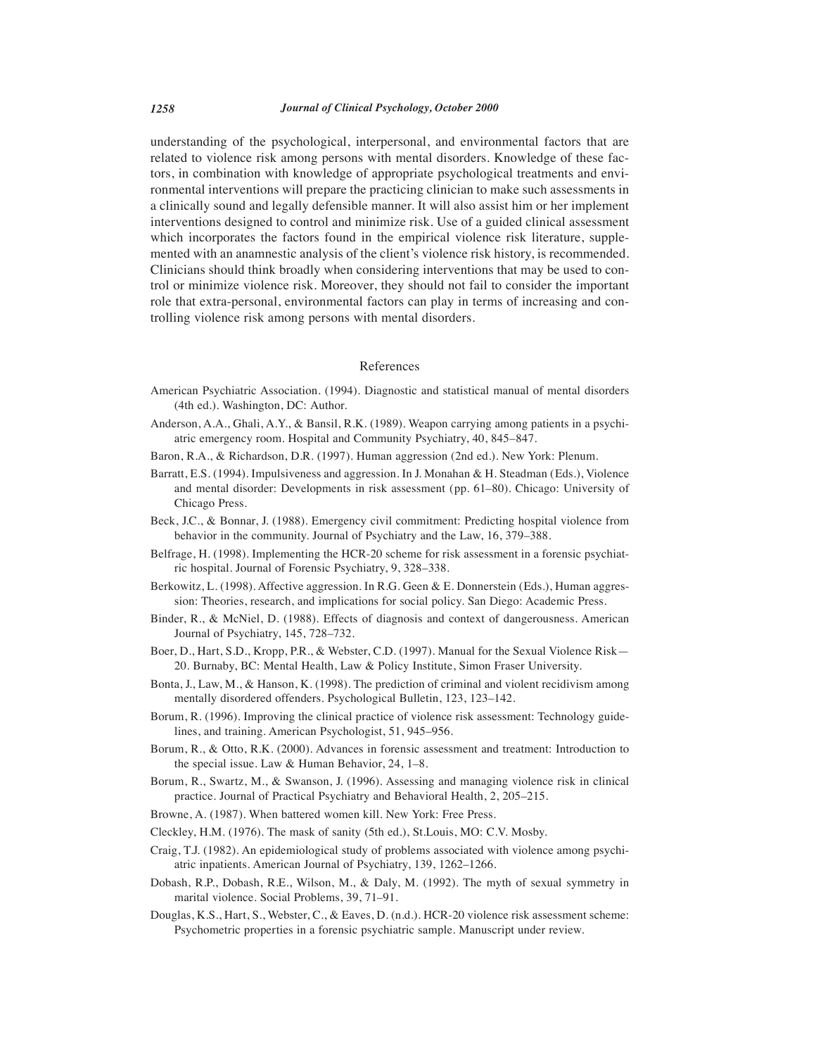understanding of the psychological, interpersonal, and environmental factors that are related to violence risk among persons with mental disorders. Knowledge of these factors, in combination with knowledge of appropriate psychological treatments and environmental interventions will prepare the practicing clinician to make such assessments in a clinically sound and legally defensible manner. It will also assist him or her implement interventions designed to control and minimize risk. Use of a guided clinical assessment which incorporates the factors found in the empirical violence risk literature, supplemented with an anamnestic analysis of the client's violence risk history, is recommended. Clinicians should think broadly when considering interventions that may be used to control or minimize violence risk. Moreover, they should not fail to consider the important role that extra-personal, environmental factors can play in terms of increasing and controlling violence risk among persons with mental disorders.

## References

American Psychiatric Association. (1994). Diagnostic and statistical manual of mental disorders (4th ed.). Washington, DC: Author.

Anderson, A.A., Ghali, A.Y., & Bansil, R.K. (1989). Weapon carrying among patients in a psychiatric emergency room. Hospital and Community Psychiatry, 40, 845–847.

Baron, R.A., & Richardson, D.R. (1997). Human aggression (2nd ed.). New York: Plenum.

Barratt, E.S. (1994). Impulsiveness and aggression. In J. Monahan & H. Steadman (Eds.), Violence and mental disorder: Developments in risk assessment (pp. 61–80). Chicago: University of Chicago Press.

Beck, J.C., & Bonnar, J. (1988). Emergency civil commitment: Predicting hospital violence from behavior in the community. Journal of Psychiatry and the Law, 16, 379–388.

Belfrage, H. (1998). Implementing the HCR-20 scheme for risk assessment in a forensic psychiatric hospital. Journal of Forensic Psychiatry, 9, 328–338.

Berkowitz, L. (1998). Affective aggression. In R.G. Geen & E. Donnerstein (Eds.), Human aggression: Theories, research, and implications for social policy. San Diego: Academic Press.

Binder, R., & McNiel, D. (1988). Effects of diagnosis and context of dangerousness. American Journal of Psychiatry, 145, 728–732.

Boer, D., Hart, S.D., Kropp, P.R., & Webster, C.D. (1997). Manual for the Sexual Violence Risk—20. Burnaby, BC: Mental Health, Law & Policy Institute, Simon Fraser University.

Bonta, J., Law, M., & Hanson, K. (1998). The prediction of criminal and violent recidivism among mentally disordered offenders. Psychological Bulletin, 123, 123–142.

Borum, R. (1996). Improving the clinical practice of violence risk assessment: Technology guidelines, and training. American Psychologist, 51, 945–956.

Borum, R., & Otto, R.K. (2000). Advances in forensic assessment and treatment: Introduction to the special issue. Law & Human Behavior, 24, 1–8.

Borum, R., Swartz, M., & Swanson, J. (1996). Assessing and managing violence risk in clinical practice. Journal of Practical Psychiatry and Behavioral Health, 2, 205–215.

Browne, A. (1987). When battered women kill. New York: Free Press.

Cleckley, H.M. (1976). The mask of sanity (5th ed.), St.Louis, MO: C.V. Mosby.

Craig, T.J. (1982). An epidemiological study of problems associated with violence among psychiatric inpatients. American Journal of Psychiatry, 139, 1262–1266.

Dobash, R.P., Dobash, R.E., Wilson, M., & Daly, M. (1992). The myth of sexual symmetry in marital violence. Social Problems, 39, 71–91.

Douglas, K.S., Hart, S., Webster, C., & Eaves, D. (n.d.). HCR-20 violence risk assessment scheme: Psychometric properties in a forensic psychiatric sample. Manuscript under review.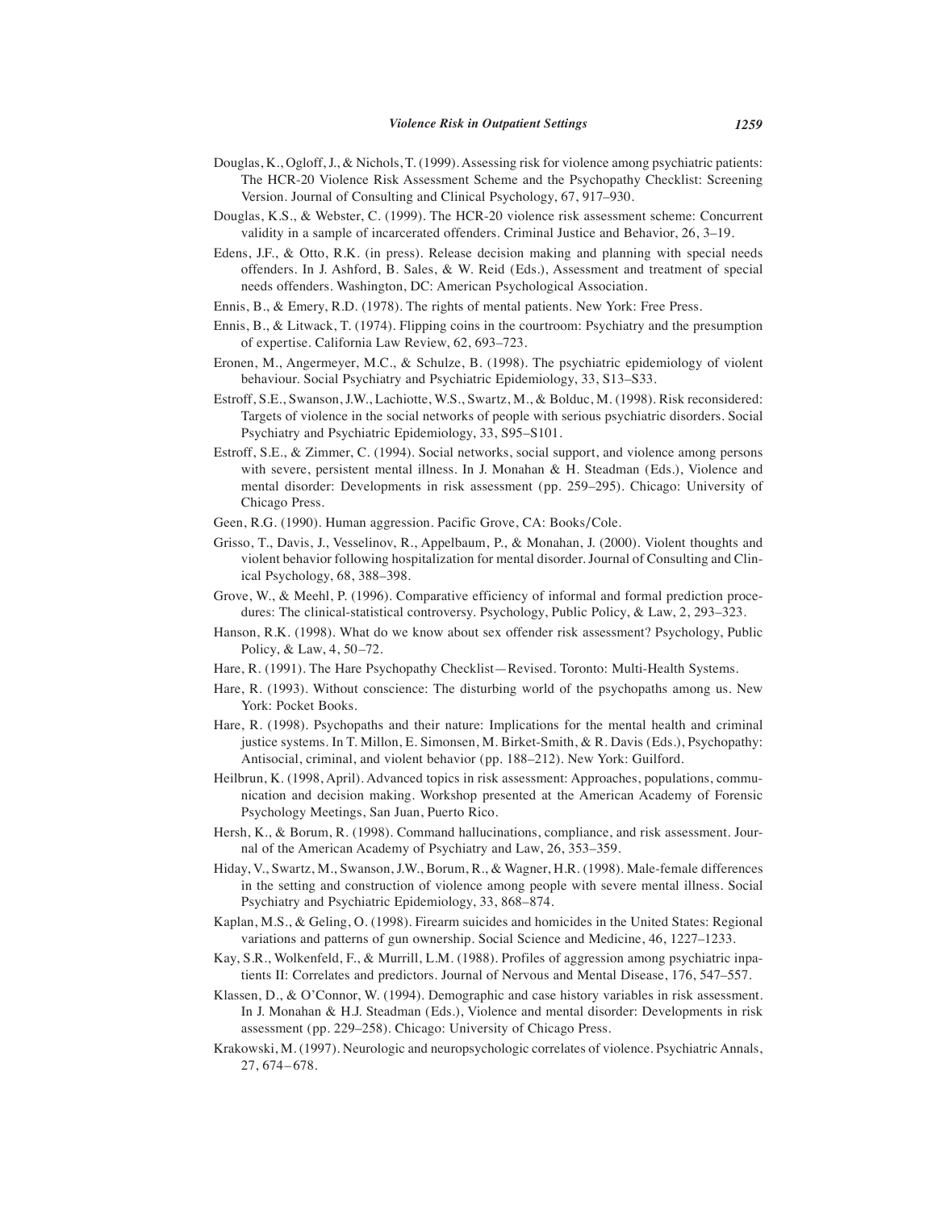Douglas, K., Ogloff, J., & Nichols, T. (1999). Assessing risk for violence among psychiatric patients: The HCR-20 Violence Risk Assessment Scheme and the Psychopathy Checklist: Screening Version. Journal of Consulting and Clinical Psychology, 67, 917–930.

Douglas, K.S., & Webster, C. (1999). The HCR-20 violence risk assessment scheme: Concurrent validity in a sample of incarcerated offenders. Criminal Justice and Behavior, 26, 3–19.

Edens, J.F., & Otto, R.K. (in press). Release decision making and planning with special needs offenders. In J. Ashford, B. Sales, & W. Reid (Eds.), Assessment and treatment of special needs offenders. Washington, DC: American Psychological Association.

Ennis, B., & Emery, R.D. (1978). The rights of mental patients. New York: Free Press.

Ennis, B., & Litwack, T. (1974). Flipping coins in the courtroom: Psychiatry and the presumption of expertise. California Law Review, 62, 693–723.

Eronen, M., Angermeyer, M.C., & Schulze, B. (1998). The psychiatric epidemiology of violent behaviour. Social Psychiatry and Psychiatric Epidemiology, 33, S13–S33.

Estroff, S.E., Swanson, J.W., Lachiotte, W.S., Swartz, M., & Bolduc, M. (1998). Risk reconsidered: Targets of violence in the social networks of people with serious psychiatric disorders. Social Psychiatry and Psychiatric Epidemiology, 33, S95–S101.

Estroff, S.E., & Zimmer, C. (1994). Social networks, social support, and violence among persons with severe, persistent mental illness. In J. Monahan & H. Steadman (Eds.), Violence and mental disorder: Developments in risk assessment (pp. 259–295). Chicago: University of Chicago Press.

Geen, R.G. (1990). Human aggression. Pacific Grove, CA: Books/Cole.

Grisso, T., Davis, J., Vesselinov, R., Appelbaum, P., & Monahan, J. (2000). Violent thoughts and violent behavior following hospitalization for mental disorder. Journal of Consulting and Clinical Psychology, 68, 388–398.

Grove, W., & Meehl, P. (1996). Comparative efficiency of informal and formal prediction procedures: The clinical-statistical controversy. Psychology, Public Policy, & Law, 2, 293–323.

Hanson, R.K. (1998). What do we know about sex offender risk assessment? Psychology, Public Policy, & Law, 4, 50–72.

Hare, R. (1991). The Hare Psychopathy Checklist—Revised. Toronto: Multi-Health Systems.

Hare, R. (1993). Without conscience: The disturbing world of the psychopaths among us. New York: Pocket Books.

Hare, R. (1998). Psychopaths and their nature: Implications for the mental health and criminal justice systems. In T. Millon, E. Simonsen, M. Birket-Smith, & R. Davis (Eds.), Psychopathy: Antisocial, criminal, and violent behavior (pp. 188–212). New York: Guilford.

Heilbrun, K. (1998, April). Advanced topics in risk assessment: Approaches, populations, communication and decision making. Workshop presented at the American Academy of Forensic Psychology Meetings, San Juan, Puerto Rico.

Hersh, K., & Borum, R. (1998). Command hallucinations, compliance, and risk assessment. Journal of the American Academy of Psychiatry and Law, 26, 353–359.

Hiday, V., Swartz, M., Swanson, J.W., Borum, R., & Wagner, H.R. (1998). Male-female differences in the setting and construction of violence among people with severe mental illness. Social Psychiatry and Psychiatric Epidemiology, 33, 868–874.

Kaplan, M.S., & Geling, O. (1998). Firearm suicides and homicides in the United States: Regional variations and patterns of gun ownership. Social Science and Medicine, 46, 1227–1233.

Kay, S.R., Wolkenfeld, F., & Murrill, L.M. (1988). Profiles of aggression among psychiatric inpatients II: Correlates and predictors. Journal of Nervous and Mental Disease, 176, 547–557.

Klassen, D., & O'Connor, W. (1994). Demographic and case history variables in risk assessment. In J. Monahan & H.J. Steadman (Eds.), Violence and mental disorder: Developments in risk assessment (pp. 229–258). Chicago: University of Chicago Press.

Krakowski, M. (1997). Neurologic and neuropsychologic correlates of violence. Psychiatric Annals, 27, 674–678.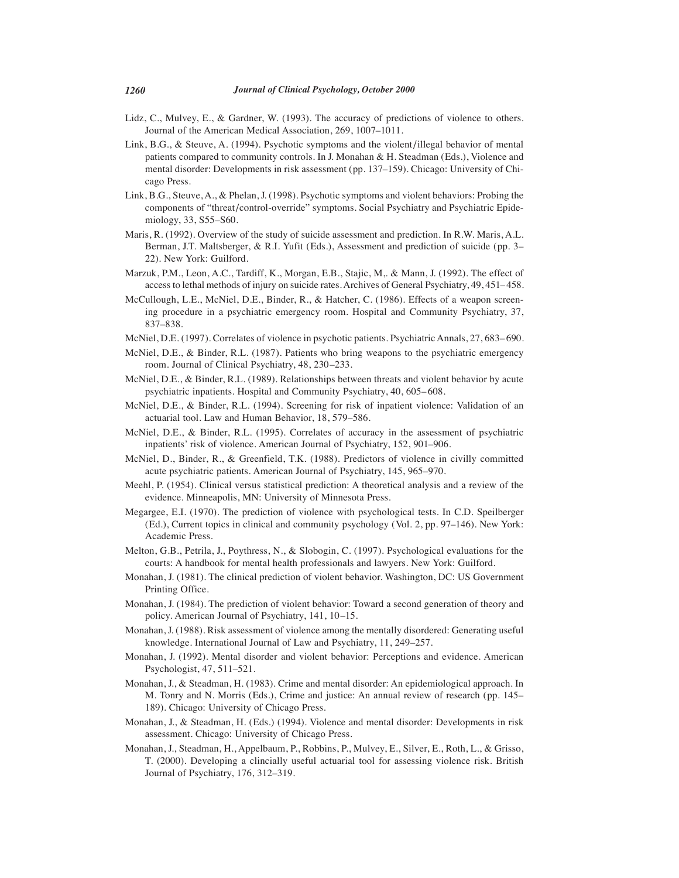Lidz, C., Mulvey, E., & Gardner, W. (1993). The accuracy of predictions of violence to others. Journal of the American Medical Association, 269, 1007–1011.

Link, B.G., & Steuve, A. (1994). Psychotic symptoms and the violent/illegal behavior of mental patients compared to community controls. In J. Monahan & H. Steadman (Eds.), Violence and mental disorder: Developments in risk assessment (pp. 137–159). Chicago: University of Chicago Press.

Link, B.G., Steuve, A., & Phelan, J. (1998). Psychotic symptoms and violent behaviors: Probing the components of "threat/control-override" symptoms. Social Psychiatry and Psychiatric Epidemiology, 33, S55–S60.

Maris, R. (1992). Overview of the study of suicide assessment and prediction. In R.W. Maris, A.L. Berman, J.T. Maltsberger, & R.I. Yufit (Eds.), Assessment and prediction of suicide (pp. 3–22). New York: Guilford.

Marzuk, P.M., Leon, A.C., Tardiff, K., Morgan, E.B., Stajic, M,. & Mann, J. (1992). The effect of access to lethal methods of injury on suicide rates. Archives of General Psychiatry, 49, 451–458.

McCullough, L.E., McNiel, D.E., Binder, R., & Hatcher, C. (1986). Effects of a weapon screening procedure in a psychiatric emergency room. Hospital and Community Psychiatry, 37, 837–838.

McNiel, D.E. (1997). Correlates of violence in psychotic patients. Psychiatric Annals, 27, 683–690.

McNiel, D.E., & Binder, R.L. (1987). Patients who bring weapons to the psychiatric emergency room. Journal of Clinical Psychiatry, 48, 230–233.

McNiel, D.E., & Binder, R.L. (1989). Relationships between threats and violent behavior by acute psychiatric inpatients. Hospital and Community Psychiatry, 40, 605–608.

McNiel, D.E., & Binder, R.L. (1994). Screening for risk of inpatient violence: Validation of an actuarial tool. Law and Human Behavior, 18, 579–586.

McNiel, D.E., & Binder, R.L. (1995). Correlates of accuracy in the assessment of psychiatric inpatients' risk of violence. American Journal of Psychiatry, 152, 901–906.

McNiel, D., Binder, R., & Greenfield, T.K. (1988). Predictors of violence in civilly committed acute psychiatric patients. American Journal of Psychiatry, 145, 965–970.

Meehl, P. (1954). Clinical versus statistical prediction: A theoretical analysis and a review of the evidence. Minneapolis, MN: University of Minnesota Press.

Megargee, E.I. (1970). The prediction of violence with psychological tests. In C.D. Speilberger (Ed.), Current topics in clinical and community psychology (Vol. 2, pp. 97–146). New York: Academic Press.

Melton, G.B., Petrila, J., Poythress, N., & Slobogin, C. (1997). Psychological evaluations for the courts: A handbook for mental health professionals and lawyers. New York: Guilford.

Monahan, J. (1981). The clinical prediction of violent behavior. Washington, DC: US Government Printing Office.

Monahan, J. (1984). The prediction of violent behavior: Toward a second generation of theory and policy. American Journal of Psychiatry, 141, 10–15.

Monahan, J. (1988). Risk assessment of violence among the mentally disordered: Generating useful knowledge. International Journal of Law and Psychiatry, 11, 249–257.

Monahan, J. (1992). Mental disorder and violent behavior: Perceptions and evidence. American Psychologist, 47, 511–521.

Monahan, J., & Steadman, H. (1983). Crime and mental disorder: An epidemiological approach. In M. Tonry and N. Morris (Eds.), Crime and justice: An annual review of research (pp. 145–189). Chicago: University of Chicago Press.

Monahan, J., & Steadman, H. (Eds.) (1994). Violence and mental disorder: Developments in risk assessment. Chicago: University of Chicago Press.

Monahan, J., Steadman, H., Appelbaum, P., Robbins, P., Mulvey, E., Silver, E., Roth, L., & Grisso, T. (2000). Developing a clincially useful actuarial tool for assessing violence risk. British Journal of Psychiatry, 176, 312–319.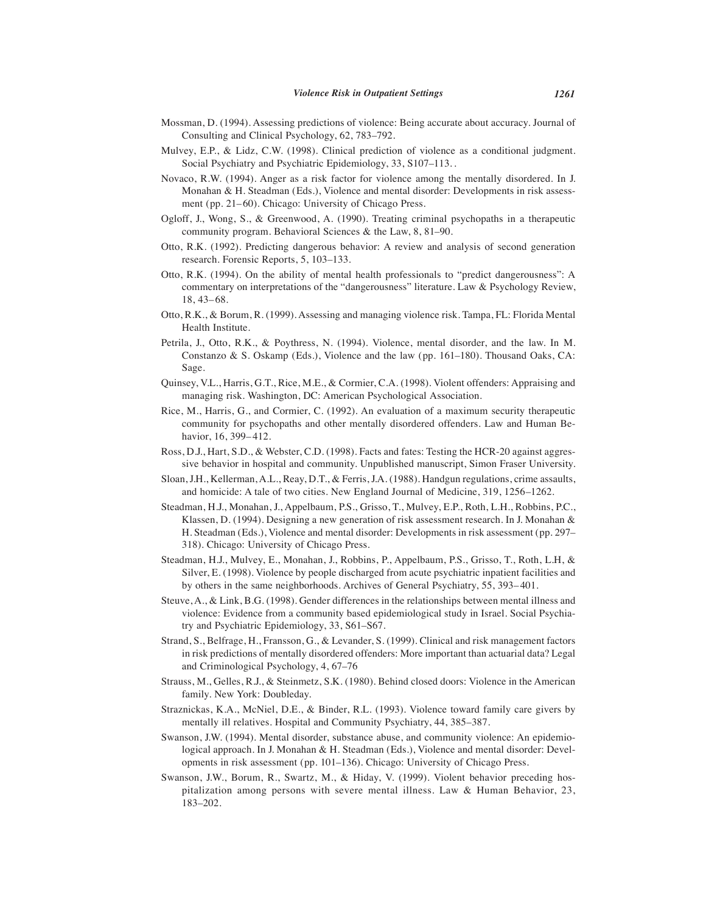Mossman, D. (1994). Assessing predictions of violence: Being accurate about accuracy. Journal of Consulting and Clinical Psychology, 62, 783–792.

Mulvey, E.P., & Lidz, C.W. (1998). Clinical prediction of violence as a conditional judgment. Social Psychiatry and Psychiatric Epidemiology, 33, S107–113. .

Novaco, R.W. (1994). Anger as a risk factor for violence among the mentally disordered. In J. Monahan & H. Steadman (Eds.), Violence and mental disorder: Developments in risk assessment (pp. 21–60). Chicago: University of Chicago Press.

Ogloff, J., Wong, S., & Greenwood, A. (1990). Treating criminal psychopaths in a therapeutic community program. Behavioral Sciences & the Law, 8, 81–90.

Otto, R.K. (1992). Predicting dangerous behavior: A review and analysis of second generation research. Forensic Reports, 5, 103–133.

Otto, R.K. (1994). On the ability of mental health professionals to "predict dangerousness": A commentary on interpretations of the "dangerousness" literature. Law & Psychology Review, 18, 43–68.

Otto, R.K., & Borum, R. (1999). Assessing and managing violence risk. Tampa, FL: Florida Mental Health Institute.

Petrila, J., Otto, R.K., & Poythress, N. (1994). Violence, mental disorder, and the law. In M. Constanzo & S. Oskamp (Eds.), Violence and the law (pp. 161–180). Thousand Oaks, CA: Sage.

Quinsey, V.L., Harris, G.T., Rice, M.E., & Cormier, C.A. (1998). Violent offenders: Appraising and managing risk. Washington, DC: American Psychological Association.

Rice, M., Harris, G., and Cormier, C. (1992). An evaluation of a maximum security therapeutic community for psychopaths and other mentally disordered offenders. Law and Human Behavior, 16, 399–412.

Ross, D.J., Hart, S.D., & Webster, C.D. (1998). Facts and fates: Testing the HCR-20 against aggressive behavior in hospital and community. Unpublished manuscript, Simon Fraser University.

Sloan, J.H., Kellerman, A.L., Reay, D.T., & Ferris, J.A. (1988). Handgun regulations, crime assaults, and homicide: A tale of two cities. New England Journal of Medicine, 319, 1256–1262.

Steadman, H.J., Monahan, J., Appelbaum, P.S., Grisso, T., Mulvey, E.P., Roth, L.H., Robbins, P.C., Klassen, D. (1994). Designing a new generation of risk assessment research. In J. Monahan & H. Steadman (Eds.), Violence and mental disorder: Developments in risk assessment (pp. 297–318). Chicago: University of Chicago Press.

Steadman, H.J., Mulvey, E., Monahan, J., Robbins, P., Appelbaum, P.S., Grisso, T., Roth, L.H, & Silver, E. (1998). Violence by people discharged from acute psychiatric inpatient facilities and by others in the same neighborhoods. Archives of General Psychiatry, 55, 393–401.

Steuve, A., & Link, B.G. (1998). Gender differences in the relationships between mental illness and violence: Evidence from a community based epidemiological study in Israel. Social Psychiatry and Psychiatric Epidemiology, 33, S61–S67.

Strand, S., Belfrage, H., Fransson, G., & Levander, S. (1999). Clinical and risk management factors in risk predictions of mentally disordered offenders: More important than actuarial data? Legal and Criminological Psychology, 4, 67–76

Strauss, M., Gelles, R.J., & Steinmetz, S.K. (1980). Behind closed doors: Violence in the American family. New York: Doubleday.

Straznickas, K.A., McNiel, D.E., & Binder, R.L. (1993). Violence toward family care givers by mentally ill relatives. Hospital and Community Psychiatry, 44, 385–387.

Swanson, J.W. (1994). Mental disorder, substance abuse, and community violence: An epidemiological approach. In J. Monahan & H. Steadman (Eds.), Violence and mental disorder: Developments in risk assessment (pp. 101–136). Chicago: University of Chicago Press.

Swanson, J.W., Borum, R., Swartz, M., & Hiday, V. (1999). Violent behavior preceding hospitalization among persons with severe mental illness. Law & Human Behavior, 23, 183–202.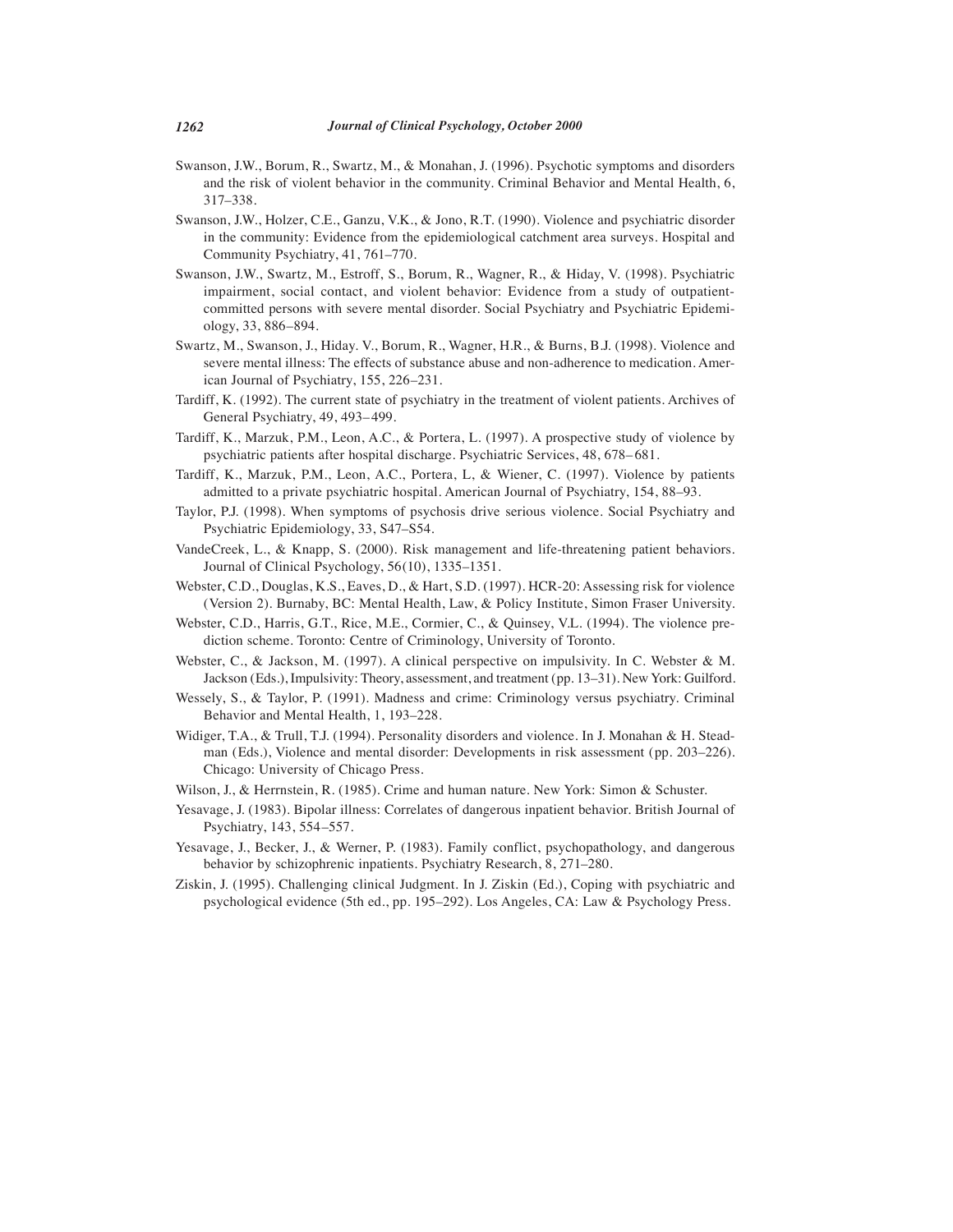Swanson, J.W., Borum, R., Swartz, M., & Monahan, J. (1996). Psychotic symptoms and disorders and the risk of violent behavior in the community. Criminal Behavior and Mental Health, 6, 317–338.

Swanson, J.W., Holzer, C.E., Ganzu, V.K., & Jono, R.T. (1990). Violence and psychiatric disorder in the community: Evidence from the epidemiological catchment area surveys. Hospital and Community Psychiatry, 41, 761–770.

Swanson, J.W., Swartz, M., Estroff, S., Borum, R., Wagner, R., & Hiday, V. (1998). Psychiatric impairment, social contact, and violent behavior: Evidence from a study of outpatient-committed persons with severe mental disorder. Social Psychiatry and Psychiatric Epidemiology, 33, 886–894.

Swartz, M., Swanson, J., Hiday. V., Borum, R., Wagner, H.R., & Burns, B.J. (1998). Violence and severe mental illness: The effects of substance abuse and non-adherence to medication. American Journal of Psychiatry, 155, 226–231.

Tardiff, K. (1992). The current state of psychiatry in the treatment of violent patients. Archives of General Psychiatry, 49, 493–499.

Tardiff, K., Marzuk, P.M., Leon, A.C., & Portera, L. (1997). A prospective study of violence by psychiatric patients after hospital discharge. Psychiatric Services, 48, 678–681.

Tardiff, K., Marzuk, P.M., Leon, A.C., Portera, L, & Wiener, C. (1997). Violence by patients admitted to a private psychiatric hospital. American Journal of Psychiatry, 154, 88–93.

Taylor, P.J. (1998). When symptoms of psychosis drive serious violence. Social Psychiatry and Psychiatric Epidemiology, 33, S47–S54.

VandeCreek, L., & Knapp, S. (2000). Risk management and life-threatening patient behaviors. Journal of Clinical Psychology, 56(10), 1335–1351.

Webster, C.D., Douglas, K.S., Eaves, D., & Hart, S.D. (1997). HCR-20: Assessing risk for violence (Version 2). Burnaby, BC: Mental Health, Law, & Policy Institute, Simon Fraser University.

Webster, C.D., Harris, G.T., Rice, M.E., Cormier, C., & Quinsey, V.L. (1994). The violence prediction scheme. Toronto: Centre of Criminology, University of Toronto.

Webster, C., & Jackson, M. (1997). A clinical perspective on impulsivity. In C. Webster & M. Jackson (Eds.), Impulsivity: Theory, assessment, and treatment (pp. 13–31). New York: Guilford.

Wessely, S., & Taylor, P. (1991). Madness and crime: Criminology versus psychiatry. Criminal Behavior and Mental Health, 1, 193–228.

Widiger, T.A., & Trull, T.J. (1994). Personality disorders and violence. In J. Monahan & H. Steadman (Eds.), Violence and mental disorder: Developments in risk assessment (pp. 203–226). Chicago: University of Chicago Press.

Wilson, J., & Herrnstein, R. (1985). Crime and human nature. New York: Simon & Schuster.

Yesavage, J. (1983). Bipolar illness: Correlates of dangerous inpatient behavior. British Journal of Psychiatry, 143, 554–557.

Yesavage, J., Becker, J., & Werner, P. (1983). Family conflict, psychopathology, and dangerous behavior by schizophrenic inpatients. Psychiatry Research, 8, 271–280.

Ziskin, J. (1995). Challenging clinical Judgment. In J. Ziskin (Ed.), Coping with psychiatric and psychological evidence (5th ed., pp. 195–292). Los Angeles, CA: Law & Psychology Press.